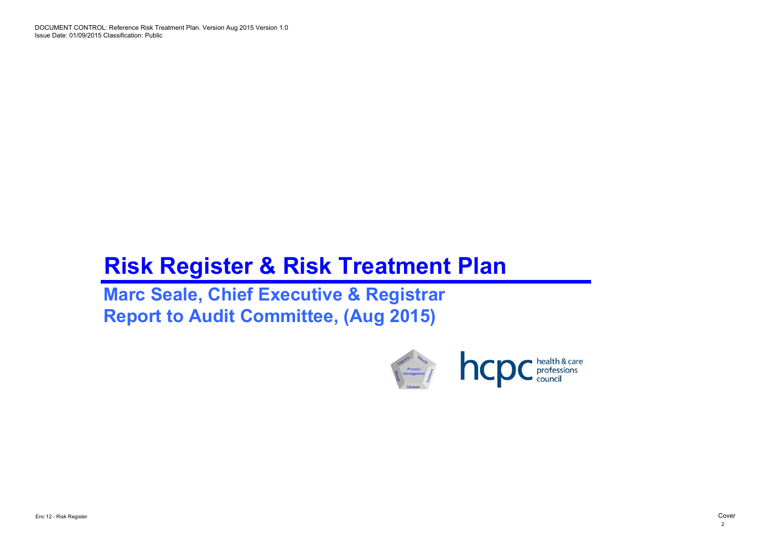DOCUMENT CONTROL: Reference Risk Treatment Plan. Version Aug 2015 Version 1.0
Issue Date: 01/09/2015 Classification: Public

# Risk Register & Risk Treatment Plan

## Marc Seale, Chief Executive & Registrar
## Report to Audit Committee, (Aug 2015)

Enc 12 - Risk Register

Cover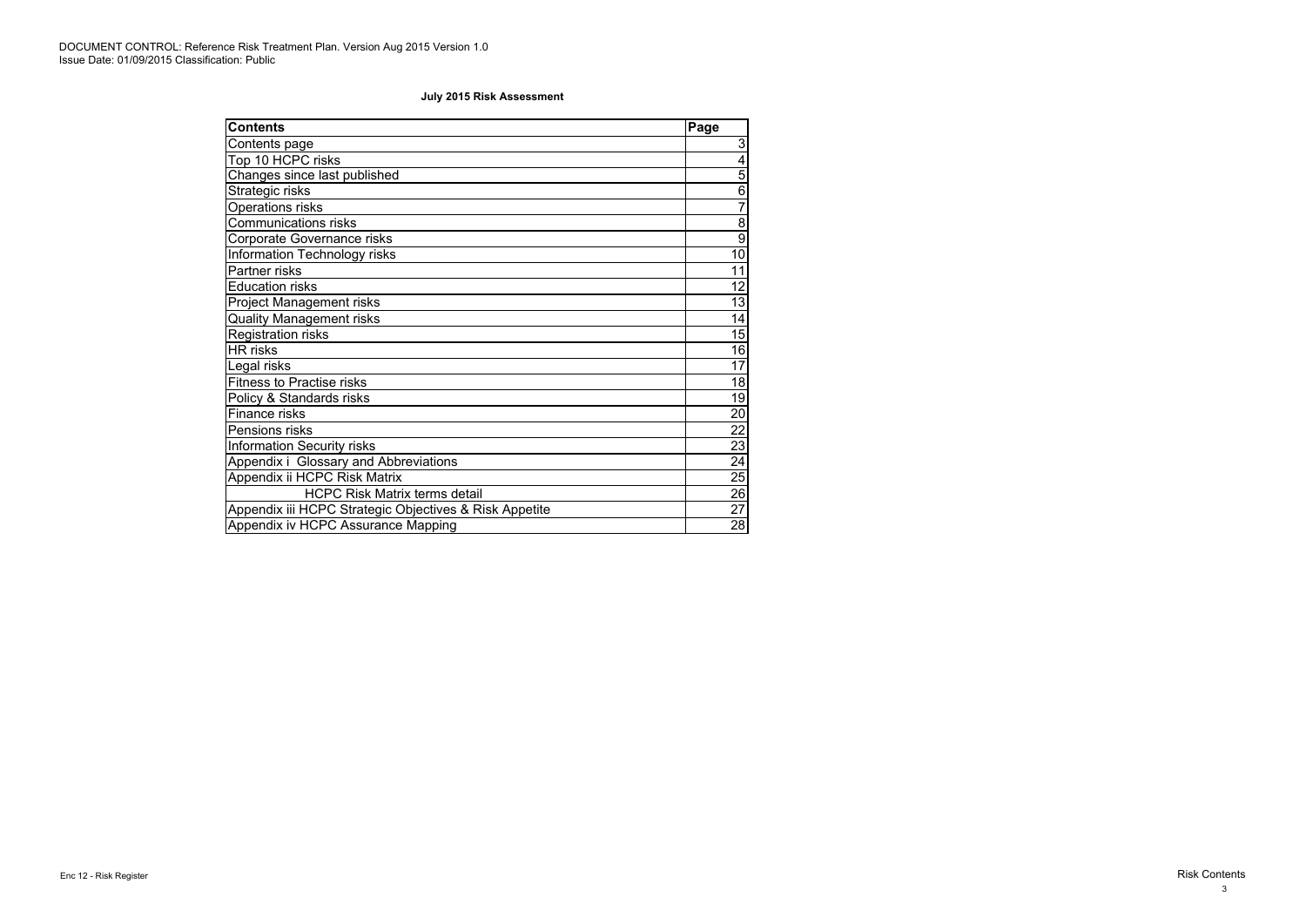DOCUMENT CONTROL: Reference Risk Treatment Plan. Version Aug 2015 Version 1.0
Issue Date: 01/09/2015 Classification: Public

**July 2015 Risk Assessment**

| Contents | Page |
|---|---|
| Contents page | 3 |
| Top 10 HCPC risks | 4 |
| Changes since last published | 5 |
| Strategic risks | 6 |
| Operations risks | 7 |
| Communications risks | 8 |
| Corporate Governance risks | 9 |
| Information Technology risks | 10 |
| Partner risks | 11 |
| Education risks | 12 |
| Project Management risks | 13 |
| Quality Management risks | 14 |
| Registration risks | 15 |
| HR risks | 16 |
| Legal risks | 17 |
| Fitness to Practise risks | 18 |
| Policy & Standards risks | 19 |
| Finance risks | 20 |
| Pensions risks | 22 |
| Information Security risks | 23 |
| Appendix i Glossary and Abbreviations | 24 |
| Appendix ii HCPC Risk Matrix | 25 |
| HCPC Risk Matrix terms detail | 26 |
| Appendix iii HCPC Strategic Objectives & Risk Appetite | 27 |
| Appendix iv HCPC Assurance Mapping | 28 |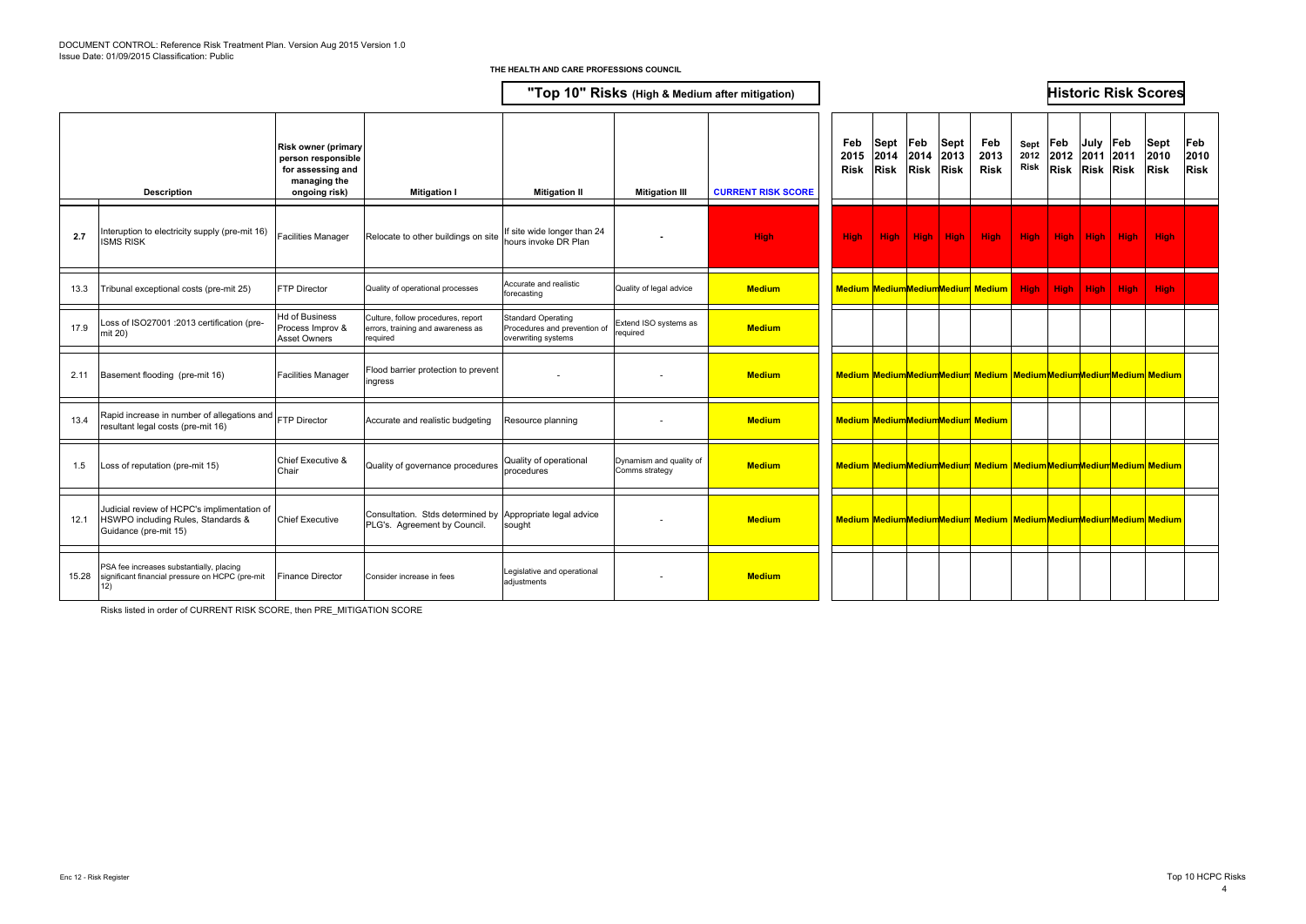**THE HEALTH AND CARE PROFESSIONS COUNCIL**

## "Top 10" Risks (High & Medium after mitigation)

## Historic Risk Scores

| | Description | Risk owner (primary person responsible for assessing and managing the ongoing risk) | Mitigation I | Mitigation II | Mitigation III | CURRENT RISK SCORE | Feb 2015 Risk | Sept 2014 Risk | Feb 2014 Risk | Sept 2013 Risk | Feb 2013 Risk | Sept 2012 Risk | Feb 2012 Risk | July 2011 Risk | Feb 2011 Risk | Sept 2010 Risk | Feb 2010 Risk |
|---|---|---|---|---|---|---|---|---|---|---|---|---|---|---|---|---|---|
| 2.7 | Interuption to electricity supply (pre-mit 16) ISMS RISK | Facilities Manager | Relocate to other buildings on site | If site wide longer than 24 hours invoke DR Plan | - | High | High | High | High | High | High | High | High | High | High | High | |
| 13.3 | Tribunal exceptional costs (pre-mit 25) | FTP Director | Quality of operational processes | Accurate and realistic forecasting | Quality of legal advice | Medium | Medium | Medium | Medium | Medium | Medium | High | High | High | High | High | |
| 17.9 | Loss of ISO27001 :2013 certification (pre-mit 20) | Hd of Business Process Improv & Asset Owners | Culture, follow procedures, report errors, training and awareness as required | Standard Operating Procedures and prevention of overwriting systems | Extend ISO systems as required | Medium | | | | | | | | | | | |
| 2.11 | Basement flooding (pre-mit 16) | Facilities Manager | Flood barrier protection to prevent ingress | - | - | Medium | Medium | Medium | Medium | Medium | Medium | Medium | Medium | Medium | Medium | Medium | |
| 13.4 | Rapid increase in number of allegations and resultant legal costs (pre-mit 16) | FTP Director | Accurate and realistic budgeting | Resource planning | - | Medium | Medium | Medium | Medium | Medium | Medium | | | | | | |
| 1.5 | Loss of reputation (pre-mit 15) | Chief Executive & Chair | Quality of governance procedures | Quality of operational procedures | Dynamism and quality of Comms strategy | Medium | Medium | Medium | Medium | Medium | Medium | Medium | Medium | Medium | Medium | Medium | |
| 12.1 | Judicial review of HCPC's implimentation of HSWPO including Rules, Standards & Guidance (pre-mit 15) | Chief Executive | Consultation. Stds determined by PLG's. Agreement by Council. | Appropriate legal advice sought | - | Medium | Medium | Medium | Medium | Medium | Medium | Medium | Medium | Medium | Medium | Medium | |
| 15.28 | PSA fee increases substantially, placing significant financial pressure on HCPC (pre-mit 12) | Finance Director | Consider increase in fees | Legislative and operational adjustments | - | Medium | | | | | | | | | | | |

Risks listed in order of CURRENT RISK SCORE, then PRE_MITIGATION SCORE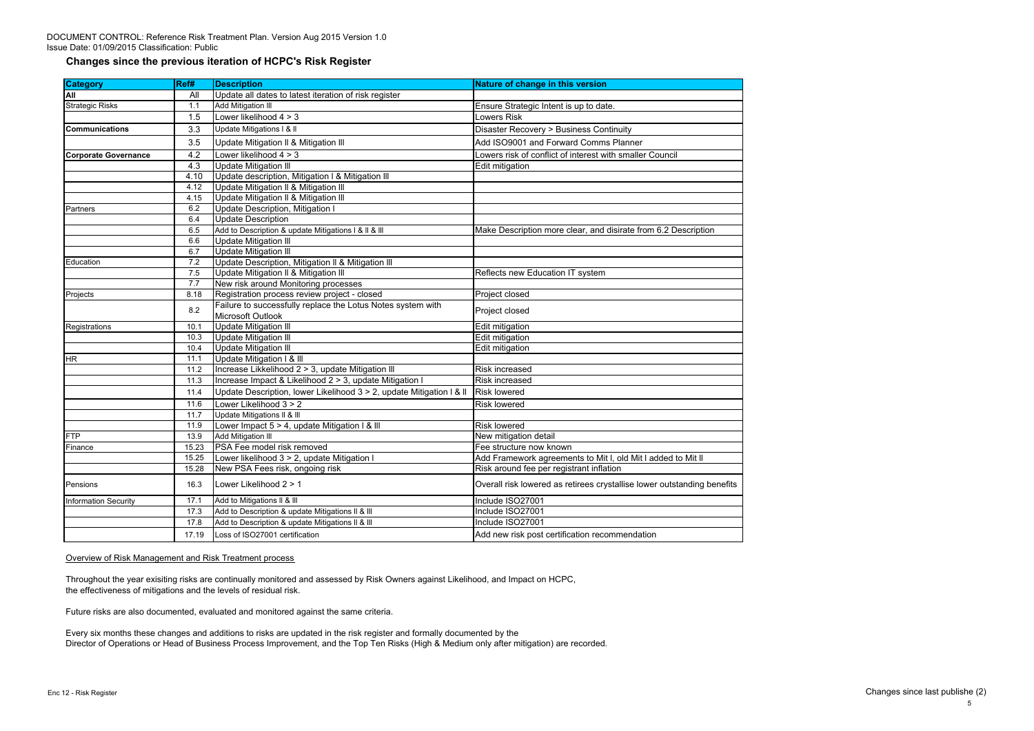DOCUMENT CONTROL: Reference Risk Treatment Plan. Version Aug 2015 Version 1.0
Issue Date: 01/09/2015 Classification: Public

## Changes since the previous iteration of HCPC's Risk Register

| Category | Ref# | Description | Nature of change in this version |
|---|---|---|---|
| **All** | All | Update all dates to latest iteration of risk register | |
| Strategic Risks | 1.1 | Add Mitigation III | Ensure Strategic Intent is up to date. |
| | 1.5 | Lower likelihood 4 > 3 | Lowers Risk |
| **Communications** | 3.3 | Update Mitigations I & II | Disaster Recovery > Business Continuity |
| | 3.5 | Update Mitigation II & Mitigation III | Add ISO9001 and Forward Comms Planner |
| **Corporate Governance** | 4.2 | Lower likelihood 4 > 3 | Lowers risk of conflict of interest with smaller Council |
| | 4.3 | Update Mitigation III | Edit mitigation |
| | 4.10 | Update description, Mitigation I & Mitigation III | |
| | 4.12 | Update Mitigation II & Mitigation III | |
| | 4.15 | Update Mitigation II & Mitigation III | |
| Partners | 6.2 | Update Description, Mitigation I | |
| | 6.4 | Update Description | |
| | 6.5 | Add to Description & update Mitigations I & II & III | Make Description more clear, and disirate from 6.2 Description |
| | 6.6 | Update Mitigation III | |
| | 6.7 | Update Mitigation III | |
| Education | 7.2 | Update Description, Mitigation II & Mitigation III | |
| | 7.5 | Update Mitigation II & Mitigation III | Reflects new Education IT system |
| | 7.7 | New risk around Monitoring processes | |
| Projects | 8.18 | Registration process review project - closed | Project closed |
| | 8.2 | Failure to successfully replace the Lotus Notes system with Microsoft Outlook | Project closed |
| Registrations | 10.1 | Update Mitigation III | Edit mitigation |
| | 10.3 | Update Mitigation III | Edit mitigation |
| | 10.4 | Update Mitigation III | Edit mitigation |
| HR | 11.1 | Update Mitigation I & III | |
| | 11.2 | Increase Likkelihood 2 > 3, update Mitigation III | Risk increased |
| | 11.3 | Increase Impact & Likelihood 2 > 3, update Mitigation I | Risk increased |
| | 11.4 | Update Description, lower Likelihood 3 > 2, update Mitigation I & II | Risk lowered |
| | 11.6 | Lower Likelihood 3 > 2 | Risk lowered |
| | 11.7 | Update Mitigations II & III | |
| | 11.9 | Lower Impact 5 > 4, update Mitigation I & III | Risk lowered |
| FTP | 13.9 | Add Mitigation III | New mitigation detail |
| Finance | 15.23 | PSA Fee model risk removed | Fee structure now known |
| | 15.25 | Lower likelihood 3 > 2, update Mitigation I | Add Framework agreements to Mit I, old Mit I added to Mit II |
| | 15.28 | New PSA Fees risk, ongoing risk | Risk around fee per registrant inflation |
| Pensions | 16.3 | Lower Likelihood 2 > 1 | Overall risk lowered as retirees crystallise lower outstanding benefits |
| Information Security | 17.1 | Add to Mitigations II & III | Include ISO27001 |
| | 17.3 | Add to Description & update Mitigations II & III | Include ISO27001 |
| | 17.8 | Add to Description & update Mitigations II & III | Include ISO27001 |
| | 17.19 | Loss of ISO27001 certification | Add new risk post certification recommendation |

<u>Overview of Risk Management and Risk Treatment process</u>

Throughout the year exisiting risks are continually monitored and assessed by Risk Owners against Likelihood, and Impact on HCPC, the effectiveness of mitigations and the levels of residual risk.

Future risks are also documented, evaluated and monitored against the same criteria.

Every six months these changes and additions to risks are updated in the risk register and formally documented by the Director of Operations or Head of Business Process Improvement, and the Top Ten Risks (High & Medium only after mitigation) are recorded.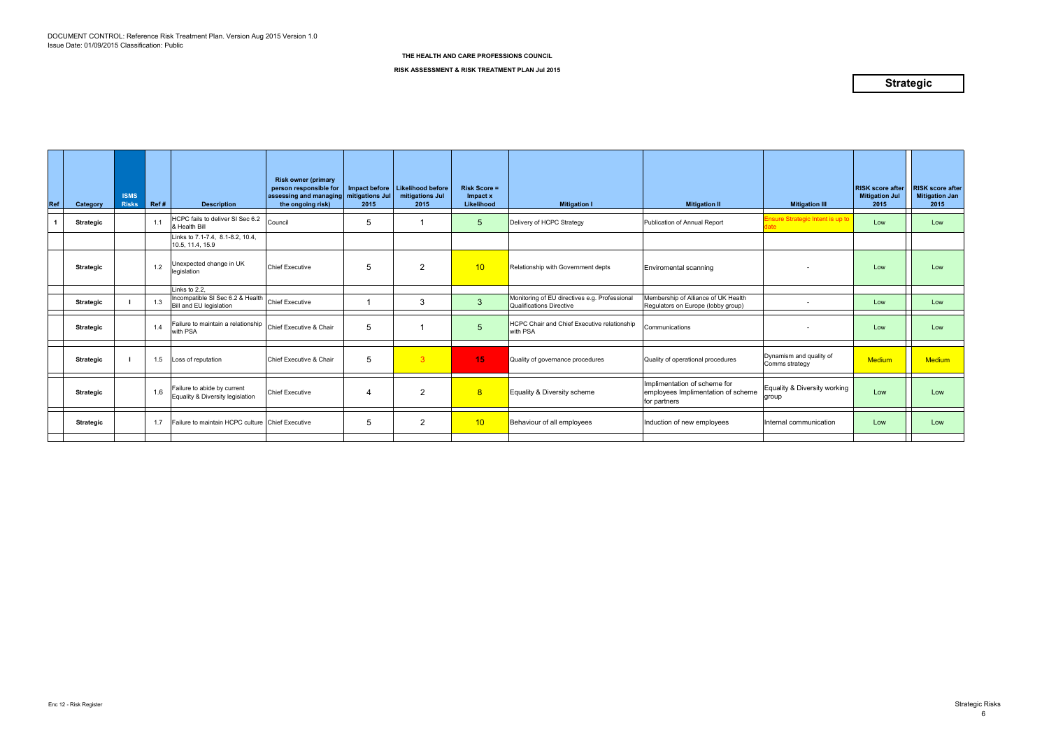DOCUMENT CONTROL: Reference Risk Treatment Plan. Version Aug 2015 Version 1.0
Issue Date: 01/09/2015 Classification: Public

**THE HEALTH AND CARE PROFESSIONS COUNCIL**

**RISK ASSESSMENT & RISK TREATMENT PLAN Jul 2015**

## Strategic

| Ref | Category | ISMS Risks | Ref # | Description | Risk owner (primary person responsible for assessing and managing the ongoing risk) | Impact before mitigations Jul 2015 | Likelihood before mitigations Jul 2015 | Risk Score = Impact x Likelihood | Mitigation I | Mitigation II | Mitigation III | RISK score after Mitigation Jul 2015 | RISK score after Mitigation Jan 2015 |
|---|---|---|---|---|---|---|---|---|---|---|---|---|---|
| 1 | Strategic | | 1.1 | HCPC fails to deliver SI Sec 6.2 & Health Bill | Council | 5 | 1 | 5 | Delivery of HCPC Strategy | Publication of Annual Report | Ensure Strategic Intent is up to date | Low | Low |
| | | | | Links to 7.1-7.4, 8.1-8.2, 10.4, 10.5, 11.4, 15.9 | | | | | | | | | |
| | Strategic | | 1.2 | Unexpected change in UK legislation | Chief Executive | 5 | 2 | 10 | Relationship with Government depts | Enviromental scanning | - | Low | Low |
| | | | | Links to 2.2, | | | | | | | | | |
| | Strategic | I | 1.3 | Incompatible SI Sec 6.2 & Health Bill and EU legislation | Chief Executive | 1 | 3 | 3 | Monitoring of EU directives e.g. Professional Qualifications Directive | Membership of Alliance of UK Health Regulators on Europe (lobby group) | - | Low | Low |
| | Strategic | | 1.4 | Failure to maintain a relationship with PSA | Chief Executive & Chair | 5 | 1 | 5 | HCPC Chair and Chief Executive relationship with PSA | Communications | - | Low | Low |
| | Strategic | I | 1.5 | Loss of reputation | Chief Executive & Chair | 5 | 3 | 15 | Quality of governance procedures | Quality of operational procedures | Dynamism and quality of Comms strategy | Medium | Medium |
| | Strategic | | 1.6 | Failure to abide by current Equality & Diversity legislation | Chief Executive | 4 | 2 | 8 | Equality & Diversity scheme | Implimentation of scheme for employees Implimentation of scheme for partners | Equality & Diversity working group | Low | Low |
| | Strategic | | 1.7 | Failure to maintain HCPC culture | Chief Executive | 5 | 2 | 10 | Behaviour of all employees | Induction of new employees | Internal communication | Low | Low |

Enc 12 - Risk Register

Strategic Risks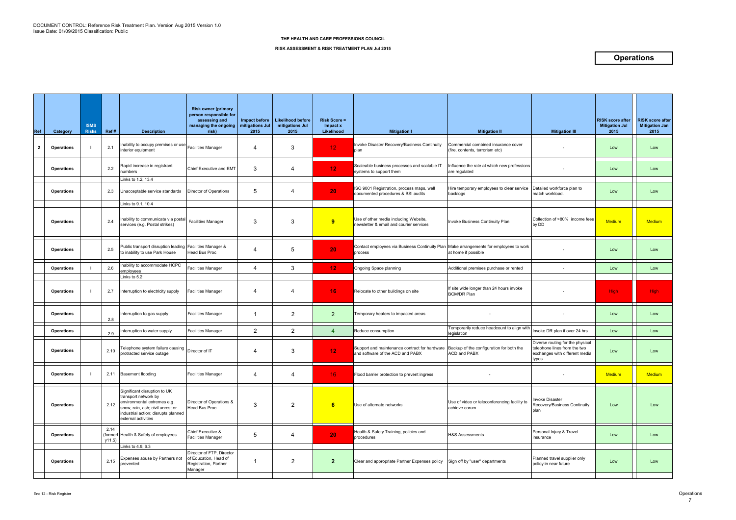DOCUMENT CONTROL: Reference Risk Treatment Plan. Version Aug 2015 Version 1.0
Issue Date: 01/09/2015 Classification: Public

**THE HEALTH AND CARE PROFESSIONS COUNCIL**

**RISK ASSESSMENT & RISK TREATMENT PLAN Jul 2015**

## Operations

| Ref | Category | ISMS Risks | Ref # | Description | Risk owner (primary person responsible for assessing and managing the ongoing risk) | Impact before mitigations Jul 2015 | Likelihood before mitigations Jul 2015 | Risk Score = Impact x Likelihood | Mitigation I | Mitigation II | Mitigation III | RISK score after Mitigation Jul 2015 | RISK score after Mitigation Jan 2015 |
|---|---|---|---|---|---|---|---|---|---|---|---|---|---|
| 2 | Operations | I | 2.1 | Inability to occupy premises or use interior equipment | Facilities Manager | 4 | 3 | 12 | Invoke Disaster Recovery/Business Continuity plan | Commercial combined insurance cover (fire, contents, terrorism etc) | - | Low | Low |
| | Operations | | 2.2 | Rapid increase in registrant numbers | Chief Executive and EMT | 3 | 4 | 12 | Scaleable business processes and scalable IT systems to support them | Influence the rate at which new professions are regulated | - | Low | Low |
| | | | | Links to 1.2, 13.4 | | | | | | | | | |
| | Operations | | 2.3 | Unacceptable service standards | Director of Operations | 5 | 4 | 20 | ISO 9001 Registration, process maps, well documented procedures & BSI audits | Hire temporary employees to clear service backlogs | Detailed workforce plan to match workload. | Low | Low |
| | | | | Links to 9.1, 10.4 | | | | | | | | | |
| | Operations | | 2.4 | Inability to communicate via postal services (e.g. Postal strikes) | Facilities Manager | 3 | 3 | 9 | Use of other media including Website, newsletter & email and courier services | Invoke Business Continuity Plan | Collection of >80% income fees by DD | Medium | Medium |
| | Operations | | 2.5 | Public transport disruption leading to inability to use Park House | Facilities Manager & Head Bus Proc | 4 | 5 | 20 | Contact employees via Business Continuity Plan process | Make arrangements for employees to work at home if possible | - | Low | Low |
| | Operations | I | 2.6 | Inability to accommodate HCPC employees | Facilities Manager | 4 | 3 | 12 | Ongoing Space planning | Additional premises purchase or rented | - | Low | Low |
| | | | | Links to 5.2 | | | | | | | | | |
| | Operations | I | 2.7 | Interruption to electricity supply | Facilities Manager | 4 | 4 | 16 | Relocate to other buildings on site | If site wide longer than 24 hours invoke BCM/DR Plan | - | High | High |
| | Operations | | 2.8 | Interruption to gas supply | Facilities Manager | 1 | 2 | 2 | Temporary heaters to impacted areas | - | - | Low | Low |
| | Operations | | 2.9 | Interruption to water supply | Facilities Manager | 2 | 2 | 4 | Reduce consumption | Temporarily reduce headcount to align with legislation | Invoke DR plan if over 24 hrs | Low | Low |
| | Operations | | 2.10 | Telephone system failure causing protracted service outage | Director of IT | 4 | 3 | 12 | Support and maintenance contract for hardware and software of the ACD and PABX | Backup of the configuration for both the ACD and PABX | Diverse routing for the physical telephone lines from the two exchanges with different media types | Low | Low |
| | Operations | I | 2.11 | Basement flooding | Facilities Manager | 4 | 4 | 16 | Flood barrier protection to prevent ingress | - | - | Medium | Medium |
| | Operations | | 2.12 | Significant disruption to UK transport network by environmental extremes e.g . snow, rain, ash; civil unrest or industrial action; disrupts planned external activities | Director of Operations & Head Bus Proc | 3 | 2 | 6 | Use of alternate networks | Use of video or teleconferencing facility to achieve corum | Invoke Disaster Recovery/Business Continuity plan | Low | Low |
| | Operations | | 2.14 (formerly 11.5) | Health & Safety of employees | Chief Executive & Facilities Manager | 5 | 4 | 20 | Health & Safety Training, policies and procedures | H&S Assessments | Personal Injury & Travel insurance | Low | Low |
| | | | | Links to 4.9, 6.3 | | | | | | | | | |
| | Operations | | 2.15 | Expenses abuse by Partners not prevented | Director of FTP, Director of Education, Head of Registration, Partner Manager | 1 | 2 | 2 | Clear and appropriate Partner Expenses policy | Sign off by "user" departments | Planned travel supplier only policy in near future | Low | Low |

Enc 12 - Risk Register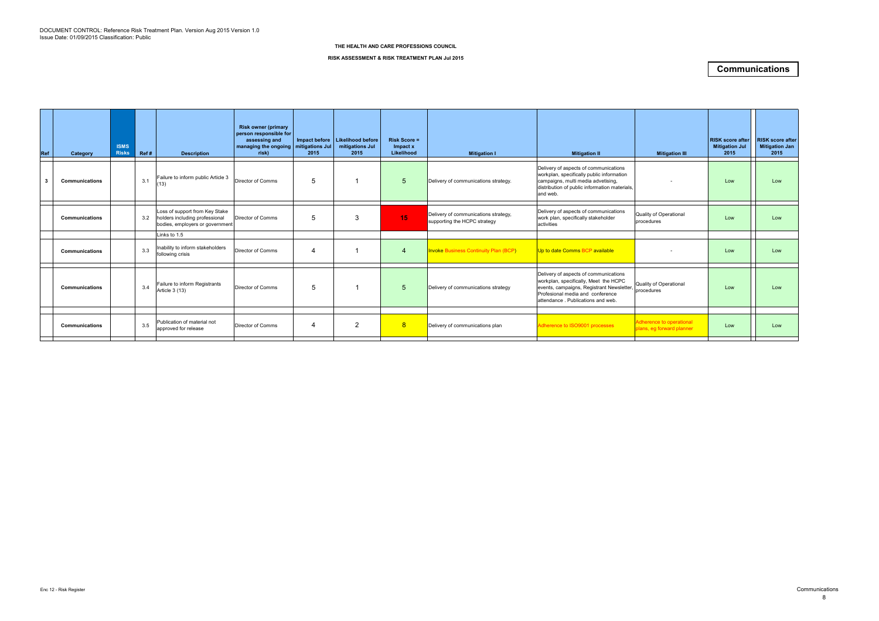DOCUMENT CONTROL: Reference Risk Treatment Plan. Version Aug 2015 Version 1.0
Issue Date: 01/09/2015 Classification: Public

**THE HEALTH AND CARE PROFESSIONS COUNCIL**

**RISK ASSESSMENT & RISK TREATMENT PLAN Jul 2015**

## Communications

| Ref | Category | ISMS Risks | Ref # | Description | Risk owner (primary person responsible for assessing and managing the ongoing risk) | Impact before mitigations Jul 2015 | Likelihood before mitigations Jul 2015 | Risk Score = Impact x Likelihood | Mitigation I | Mitigation II | Mitigation III | RISK score after Mitigation Jul 2015 | RISK score after Mitigation Jan 2015 |
|---|---|---|---|---|---|---|---|---|---|---|---|---|---|
| 3 | **Communications** | | 3.1 | Failure to inform public Article 3 (13) | Director of Comms | 5 | 1 | 5 | Delivery of communications strategy. | Delivery of aspects of communications workplan, specifically public information campaigns, multi media advetising, distribution of public information materials, and web. | - | Low | Low |
| | **Communications** | | 3.2 | Loss of support from Key Stake holders including professional bodies, employers or government | Director of Comms | 5 | 3 | 15 | Delivery of communications strategy, supporting the HCPC strategy | Delivery of aspects of communications work plan, specifically stakeholder activities | Quality of Operational procedures | Low | Low |
| | | | | Links to 1.5 | | | | | | | | | |
| | **Communications** | | 3.3 | Inability to inform stakeholders following crisis | Director of Comms | 4 | 1 | 4 | Invoke Business Continuity Plan (BCP) | Up to date Comms BCP available | - | Low | Low |
| | **Communications** | | 3.4 | Failure to inform Registrants Article 3 (13) | Director of Comms | 5 | 1 | 5 | Delivery of communications strategy | Delivery of aspects of communications workplan, specifically, Meet the HCPC events, campaigns, Registrant Newsletter, Profesional media and conference attendance . Publications and web. | Quality of Operational procedures | Low | Low |
| | **Communications** | | 3.5 | Publication of material not approved for release | Director of Comms | 4 | 2 | 8 | Delivery of communications plan | Adherence to ISO9001 processes | Adherence to operational plans, eg forward planner | Low | Low |

Enc 12 - Risk Register

Communications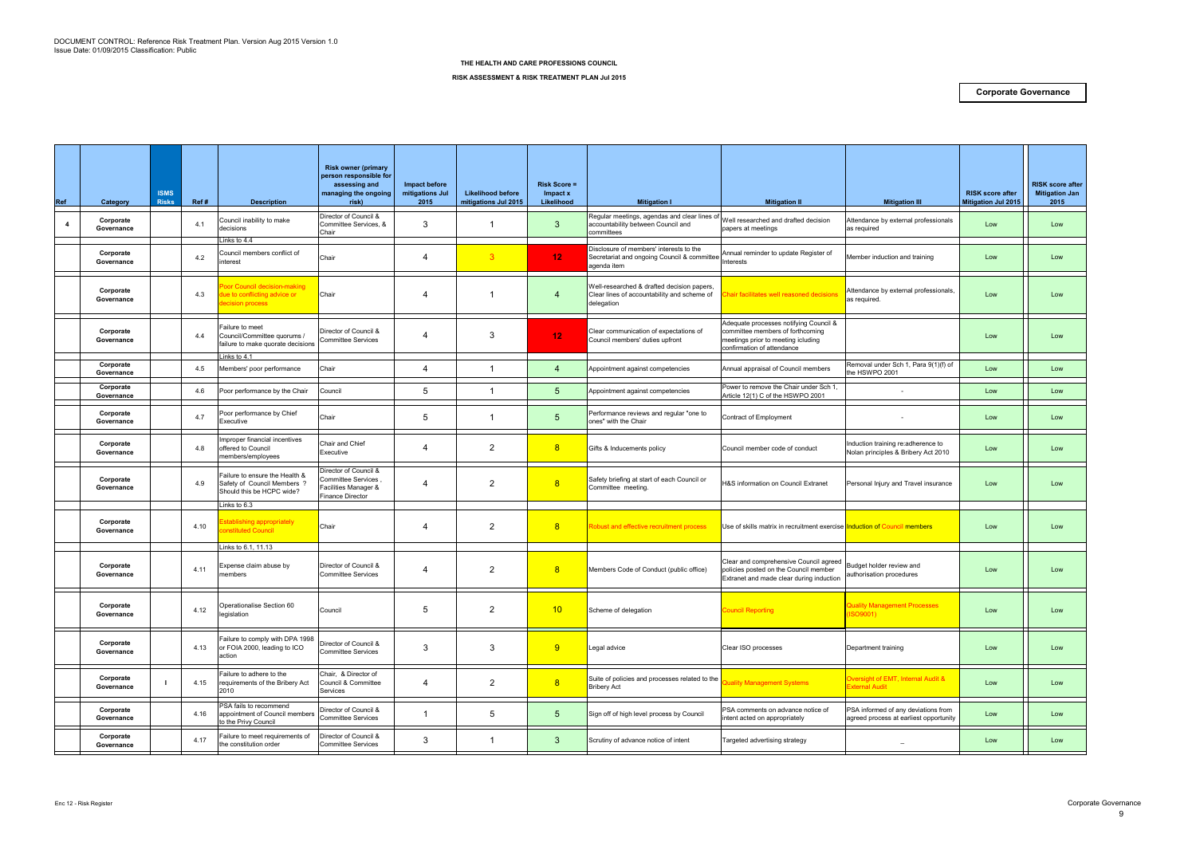DOCUMENT CONTROL: Reference Risk Treatment Plan. Version Aug 2015 Version 1.0
Issue Date: 01/09/2015 Classification: Public

**THE HEALTH AND CARE PROFESSIONS COUNCIL**

**RISK ASSESSMENT & RISK TREATMENT PLAN Jul 2015**

**Corporate Governance**

| Ref | Category | ISMS Risks | Ref # | Description | Risk owner (primary person responsible for assessing and managing the ongoing risk) | Impact before mitigations Jul 2015 | Likelihood before mitigations Jul 2015 | Risk Score = Impact x Likelihood | Mitigation I | Mitigation II | Mitigation III | RISK score after Mitigation Jul 2015 | RISK score after Mitigation Jan 2015 |
|---|---|---|---|---|---|---|---|---|---|---|---|---|---|
| 4 | Corporate Governance | | 4.1 | Council inability to make decisions<br>Links to 4.4 | Director of Council & Committee Services, & Chair | 3 | 1 | 3 | Regular meetings, agendas and clear lines of accountability between Council and committees | Well researched and drafted decision papers at meetings | Attendance by external professionals as required | Low | Low |
| | Corporate Governance | | 4.2 | Council members conflict of interest | Chair | 4 | 3 | 12 | Disclosure of members' interests to the Secretariat and ongoing Council & committee agenda item | Annual reminder to update Register of Interests | Member induction and training | Low | Low |
| | Corporate Governance | | 4.3 | Poor Council decision-making due to conflicting advice or decision process | Chair | 4 | 1 | 4 | Well-researched & drafted decision papers, Clear lines of accountability and scheme of delegation | Chair facilitates well reasoned decisions | Attendance by external professionals, as required. | Low | Low |
| | Corporate Governance | | 4.4 | Failure to meet Council/Committee quorums / failure to make quorate decisions<br>Links to 4.1 | Director of Council & Committee Services | 4 | 3 | 12 | Clear communication of expectations of Council members' duties upfront | Adequate processes notifying Council & committee members of forthcoming meetings prior to meetings iclucing confirmation of attendance | | Low | Low |
| | Corporate Governance | | 4.5 | Members' poor performance | Chair | 4 | 1 | 4 | Appointment against competencies | Annual appraisal of Council members | Removal under Sch 1, Para 9(1)(f) of the HSWPO 2001 | Low | Low |
| | Corporate Governance | | 4.6 | Poor performance by the Chair | Council | 5 | 1 | 5 | Appointment against competencies | Power to remove the Chair under Sch 1, Article 12(1) C of the HSWPO 2001 | - | Low | Low |
| | Corporate Governance | | 4.7 | Poor performance by Chief Executive | Chair | 5 | 1 | 5 | Performance reviews and regular "one to ones" with the Chair | Contract of Employment | - | Low | Low |
| | Corporate Governance | | 4.8 | Improper financial incentives offered to Council members/employees | Chair and Chief Executive | 4 | 2 | 8 | Gifts & Inducements policy | Council member code of conduct | Induction training re:adherence to Nolan principles & Bribery Act 2010 | Low | Low |
| | Corporate Governance | | 4.9 | Failure to ensure the Health & Safety of Council Members ? Should this be HCPC wide?<br>Links to 6.3 | Director of Council & Committee Services , Facilities Manager & Finance Director | 4 | 2 | 8 | Safety briefing at start of each Council or Committee meeting. | H&S information on Council Extranet | Personal Injury and Travel insurance | Low | Low |
| | Corporate Governance | | 4.10 | Establishing appropriately constituted Council<br>Links to 6.1, 11.13 | Chair | 4 | 2 | 8 | Robust and effective recruitment process | Use of skills matrix in recruitment exercise | Induction of Council members | Low | Low |
| | Corporate Governance | | 4.11 | Expense claim abuse by members | Director of Council & Committee Services | 4 | 2 | 8 | Members Code of Conduct (public office) | Clear and comprehensive Council agreed policies posted on the Council member Extranet and made clear during induction | Budget holder review and authorisation procedures | Low | Low |
| | Corporate Governance | | 4.12 | Operationalise Section 60 legislation | Council | 5 | 2 | 10 | Scheme of delegation | Council Reporting | Quality Management Processes (ISO9001) | Low | Low |
| | Corporate Governance | | 4.13 | Failure to comply with DPA 1998 or FOIA 2000, leading to ICO action | Director of Council & Committee Services | 3 | 3 | 9 | Legal advice | Clear ISO processes | Department training | Low | Low |
| | Corporate Governance | I | 4.15 | Failure to adhere to the requirements of the Bribery Act 2010 | Chair, & Director of Council & Committee Services | 4 | 2 | 8 | Suite of policies and processes related to the Bribery Act | Quality Management Systems | Oversight of EMT, Internal Audit & External Audit | Low | Low |
| | Corporate Governance | | 4.16 | PSA fails to recommend appointment of Council members to the Privy Council | Director of Council & Committee Services | 1 | 5 | 5 | Sign off of high level process by Council | PSA comments on advance notice of intent acted on appropriately | PSA informed of any deviations from agreed process at earliest opportunity | Low | Low |
| | Corporate Governance | | 4.17 | Failure to meet requirements of the constitution order | Director of Council & Committee Services | 3 | 1 | 3 | Scrutiny of advance notice of intent | Targeted advertising strategy | – | Low | Low |

Enc 12 - Risk Register

Corporate Governance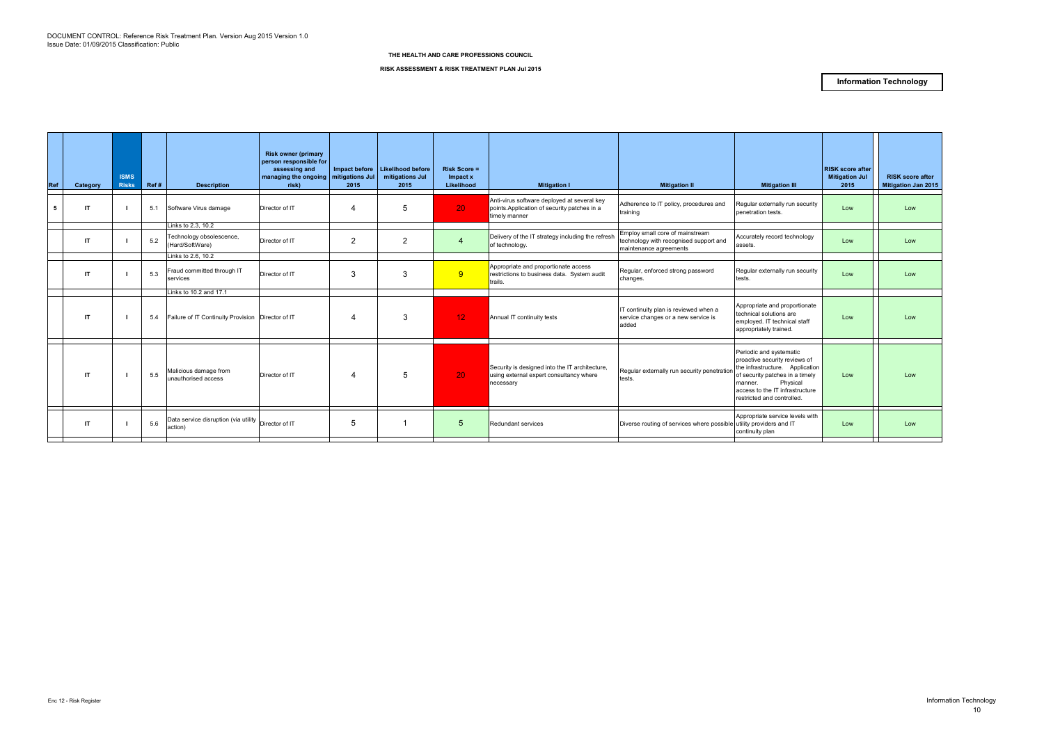DOCUMENT CONTROL: Reference Risk Treatment Plan. Version Aug 2015 Version 1.0
Issue Date: 01/09/2015 Classification: Public

**THE HEALTH AND CARE PROFESSIONS COUNCIL**

**RISK ASSESSMENT & RISK TREATMENT PLAN Jul 2015**

**Information Technology**

| Ref | Category | ISMS Risks | Ref # | Description | Risk owner (primary person responsible for assessing and managing the ongoing risk) | Impact before mitigations Jul 2015 | Likelihood before mitigations Jul 2015 | Risk Score = Impact x Likelihood | Mitigation I | Mitigation II | Mitigation III | RISK score after Mitigation Jul 2015 | RISK score after Mitigation Jan 2015 |
|---|---|---|---|---|---|---|---|---|---|---|---|---|---|
| 5 | IT | I | 5.1 | Software Virus damage | Director of IT | 4 | 5 | 20 | Anti-virus software deployed at several key points.Application of security patches in a timely manner | Adherence to IT policy, procedures and training | Regular externally run security penetration tests. | Low | Low |
| | | | | Links to 2.3, 10.2 | | | | | | | | | |
| | IT | I | 5.2 | Technology obsolescence, (Hard/SoftWare) | Director of IT | 2 | 2 | 4 | Delivery of the IT strategy including the refresh of technology. | Employ small core of mainstream technology with recognised support and maintenance agreements | Accurately record technology assets. | Low | Low |
| | | | | Links to 2.6, 10.2 | | | | | | | | | |
| | IT | I | 5.3 | Fraud committed through IT services | Director of IT | 3 | 3 | 9 | Appropriate and proportionate access restrictions to business data. System audit trails. | Regular, enforced strong password changes. | Regular externally run security tests. | Low | Low |
| | | | | Links to 10.2 and 17.1 | | | | | | | | | |
| | IT | I | 5.4 | Failure of IT Continuity Provision | Director of IT | 4 | 3 | 12 | Annual IT continuity tests | IT continuity plan is reviewed when a service changes or a new service is added | Appropriate and proportionate technical solutions are employed. IT technical staff appropriately trained. | Low | Low |
| | IT | I | 5.5 | Malicious damage from unauthorised access | Director of IT | 4 | 5 | 20 | Security is designed into the IT architecture, using external expert consultancy where necessary | Regular externally run security penetration tests. | Periodic and systematic proactive security reviews of the infrastructure. Application of security patches in a timely manner. Physical access to the IT infrastructure restricted and controlled. | Low | Low |
| | IT | I | 5.6 | Data service disruption (via utility action) | Director of IT | 5 | 1 | 5 | Redundant services | Diverse routing of services where possible | Appropriate service levels with utility providers and IT continuity plan | Low | Low |

Enc 12 - Risk Register

Information Technology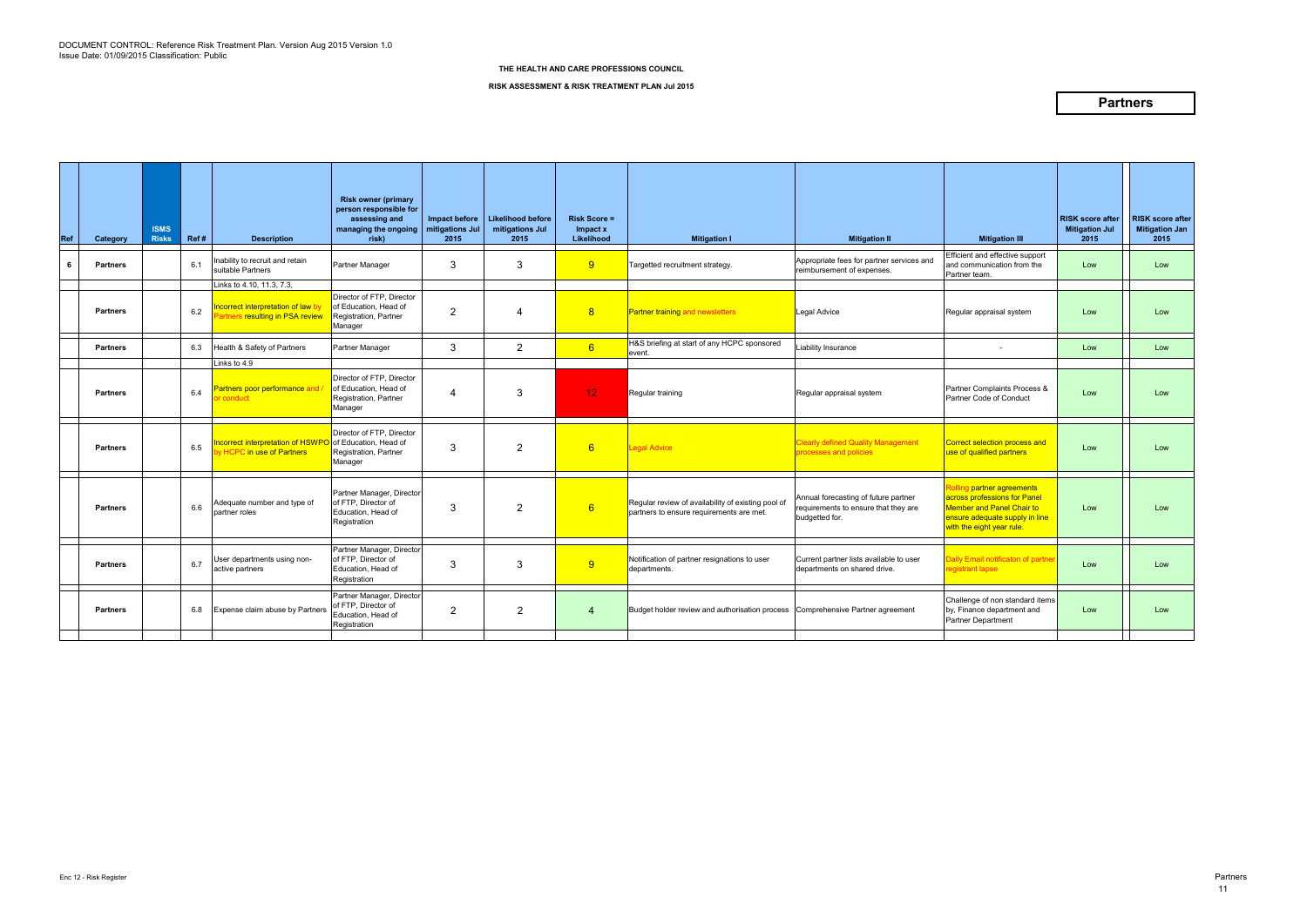DOCUMENT CONTROL: Reference Risk Treatment Plan. Version Aug 2015 Version 1.0
Issue Date: 01/09/2015 Classification: Public

THE HEALTH AND CARE PROFESSIONS COUNCIL

RISK ASSESSMENT & RISK TREATMENT PLAN Jul 2015

# Partners

| Ref | Category | ISMS Risks | Ref # | Description | Risk owner (primary person responsible for assessing and managing the ongoing risk) | Impact before mitigations Jul 2015 | Likelihood before mitigations Jul 2015 | Risk Score = Impact x Likelihood | Mitigation I | Mitigation II | Mitigation III | RISK score after Mitigation Jul 2015 | RISK score after Mitigation Jan 2015 |
|---|---|---|---|---|---|---|---|---|---|---|---|---|---|
| 6 | Partners | | 6.1 | Inability to recruit and retain suitable Partners | Partner Manager | 3 | 3 | 9 | Targetted recruitment strategy. | Appropriate fees for partner services and reimbursement of expenses. | Efficient and effective support and communication from the Partner team. | Low | Low |
| | | | | Links to 4.10, 11.3, 7.3, | | | | | | | | | |
| | Partners | | 6.2 | Incorrect interpretation of law by Partners resulting in PSA review | Director of FTP, Director of Education, Head of Registration, Partner Manager | 2 | 4 | 8 | Partner training and newsletters | Legal Advice | Regular appraisal system | Low | Low |
| | Partners | | 6.3 | Health & Safety of Partners | Partner Manager | 3 | 2 | 6 | H&S briefing at start of any HCPC sponsored event. | Liability Insurance | - | Low | Low |
| | | | | Links to 4.9 | | | | | | | | | |
| | Partners | | 6.4 | Partners poor performance and / or conduct | Director of FTP, Director of Education, Head of Registration, Partner Manager | 4 | 3 | 12 | Regular training | Regular appraisal system | Partner Complaints Process & Partner Code of Conduct | Low | Low |
| | Partners | | 6.5 | Incorrect interpretation of HSWPO by HCPC in use of Partners | Director of FTP, Director of Education, Head of Registration, Partner Manager | 3 | 2 | 6 | Legal Advice | Clearly defined Quality Management processes and policies | Correct selection process and use of qualified partners | Low | Low |
| | Partners | | 6.6 | Adequate number and type of partner roles | Partner Manager, Director of FTP, Director of Education, Head of Registration | 3 | 2 | 6 | Regular review of availability of existing pool of partners to ensure requirements are met. | Annual forecasting of future partner requirements to ensure that they are budgeted for. | Rolling partner agreements across professions for Panel Member and Panel Chair to ensure adequate supply in line with the eight year rule. | Low | Low |
| | Partners | | 6.7 | User departments using non-active partners | Partner Manager, Director of FTP, Director of Education, Head of Registration | 3 | 3 | 9 | Notification of partner resignations to user departments. | Current partner lists available to user departments on shared drive. | Daily Email notificaton of partner registrant lapse | Low | Low |
| | Partners | | 6.8 | Expense claim abuse by Partners | Partner Manager, Director of FTP, Director of Education, Head of Registration | 2 | 2 | 4 | Budget holder review and authorisation process | Comprehensive Partner agreement | Challenge of non standard items by, Finance department and Partner Department | Low | Low |

Enc 12 - Risk Register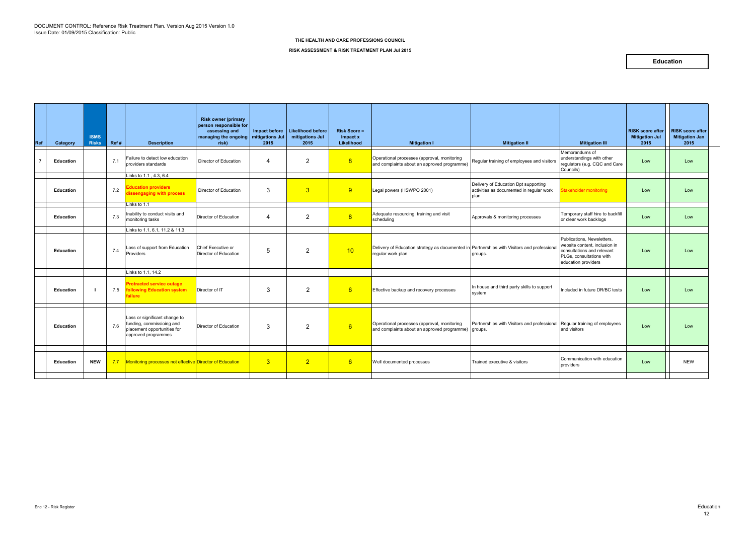DOCUMENT CONTROL: Reference Risk Treatment Plan. Version Aug 2015 Version 1.0
Issue Date: 01/09/2015 Classification: Public

**THE HEALTH AND CARE PROFESSIONS COUNCIL**

**RISK ASSESSMENT & RISK TREATMENT PLAN Jul 2015**

**Education**

| Ref | Category | ISMS Risks | Ref # | Description | Risk owner (primary person responsible for assessing and managing the ongoing risk) | Impact before mitigations Jul 2015 | Likelihood before mitigations Jul 2015 | Risk Score = Impact x Likelihood | Mitigation I | Mitigation II | Mitigation III | RISK score after Mitigation Jul 2015 | RISK score after Mitigation Jan 2015 |
|---|---|---|---|---|---|---|---|---|---|---|---|---|---|
| 7 | Education | | 7.1 | Failure to detect low education providers standards | Director of Education | 4 | 2 | 8 | Operational processes (approval, monitoring and complaints about an approved programme) | Regular training of employees and visitors | Memorandums of understandings with other regulators (e.g. CQC and Care Councils) | Low | Low |
| | | | | Links to 1.1 , 4.3, 6.4 | | | | | | | | | |
| | Education | | 7.2 | **Education providers dissengaging with process** | Director of Education | 3 | 3 | 9 | Legal powers (HSWPO 2001) | Delivery of Education Dpt supporting activities as documented in regular work plan | Stakeholder monitoring | Low | Low |
| | | | | Links to 1.1 | | | | | | | | | |
| | Education | | 7.3 | Inability to conduct visits and monitoring tasks | Director of Education | 4 | 2 | 8 | Adequate resourcing, training and visit scheduling | Approvals & monitoring processes | Temporary staff hire to backfill or clear work backlogs | Low | Low |
| | | | | Links to 1.1, 6.1, 11.2 & 11.3 | | | | | | | | | |
| | Education | | 7.4 | Loss of support from Education Providers | Chief Executive or Director of Education | 5 | 2 | 10 | Delivery of Education strategy as documented in regular work plan | Partnerships with Visitors and professional groups. | Publications, Newsletters, website content, inclusion in consultations and relevant PLGs, consultations with education providers | Low | Low |
| | | | | Links to 1.1, 14.2 | | | | | | | | | |
| | Education | I | 7.5 | **Protracted service outage following Education system failure** | Director of IT | 3 | 2 | 6 | Effective backup and recovery processes | In house and third party skills to support system | Included in future DR/BC tests | Low | Low |
| | Education | | 7.6 | Loss or significant change to funding, commissioing and placement opportunities for approved programmes | Director of Education | 3 | 2 | 6 | Operational processes (approval, monitoring and complaints about an approved programme) | Partnerships with Visitors and professional groups. | Regular training of employees and visitors | Low | Low |
| | Education | NEW | 7.7 | Monitoring processes not effective | Director of Education | 3 | 2 | 6 | Well documented processes | Trained executive & visitors | Communication with education providers | Low | NEW |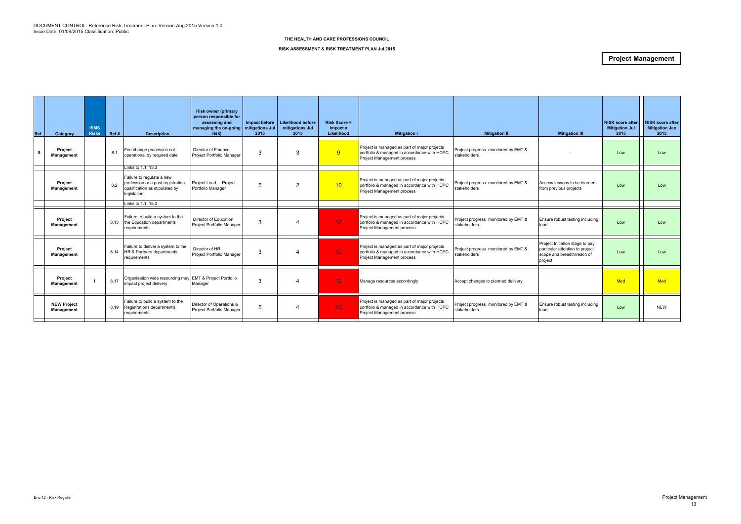DOCUMENT CONTROL: Reference Risk Treatment Plan. Version Aug 2015 Version 1.0
Issue Date: 01/09/2015 Classification: Public

**THE HEALTH AND CARE PROFESSIONS COUNCIL**

**RISK ASSESSMENT & RISK TREATMENT PLAN Jul 2015**

# Project Management

| Ref | Category | ISMS Risks | Ref # | Description | Risk owner (primary person responsible for assessing and managing the on-going risk) | Impact before mitigations Jul 2015 | Likelihood before mitigations Jul 2015 | Risk Score = Impact x Likelihood | Mitigation I | Mitigation II | Mitigation III | RISK score after Mitigation Jul 2015 | RISK score after Mitigation Jan 2015 |
|---|---|---|---|---|---|---|---|---|---|---|---|---|---|
| 8 | Project Management | | 8.1 | Fee change processes not operational by required date | Director of Finance Project Portfolio Manager | 3 | 3 | 9 | Project is managed as part of major projects portfolio & managed in accordance with HCPC Project Management process | Project progress monitored by EMT & stakeholders | - | Low | Low |
| | | | | Links to 1.1, 15.3 | | | | | | | | | |
| | Project Management | | 8.2 | Failure to regulate a new profession or a post-registration qualification as stipulated by legislation | Project Lead Project Portfolio Manager | 5 | 2 | 10 | Project is managed as part of major projects portfolio & managed in accordance with HCPC Project Management process | Project progress monitored by EMT & stakeholders | Assess lessons to be learned from previous projects | Low | Low |
| | | | | Links to 1.1, 15.3 | | | | | | | | | |
| | Project Management | | 8.13 | Failure to build a system to the the Education departments requirements | Director of Education Project Portfolio Manager | 3 | 4 | 12 | Project is managed as part of major projects portfolio & managed in accordance with HCPC Project Management process | Project progress monitored by EMT & stakeholders | Ensure robust testing including load | Low | Low |
| | Project Management | | 8.14 | Failure to deliver a system to the HR & Partners departments requirements | Director of HR Project Portfolio Manager | 3 | 4 | 12 | Project is managed as part of major projects portfolio & managed in accordance with HCPC Project Management process | Project progress monitored by EMT & stakeholders | Project Initiation stage to pay particular attention to project scope and breadth/reach of project | Low | Low |
| | Project Management | I | 8.17 | Organisation wide resourcing may impact project delivery | EMT & Project Portfolio Manager | 3 | 4 | 12 | Manage resources accordingly | Accept changes to planned delivery | | Med | Med |
| | NEW Project Management | | 8.19 | Failure to build a system to the Registrations department's requirements | Director of Operations & Project Portfolio Manager | 5 | 4 | 20 | Project is managed as part of major projects portfolio & managed in accordance with HCPC Project Management process | Project progress monitored by EMT & stakeholders | Ensure robust testing including load | Low | NEW |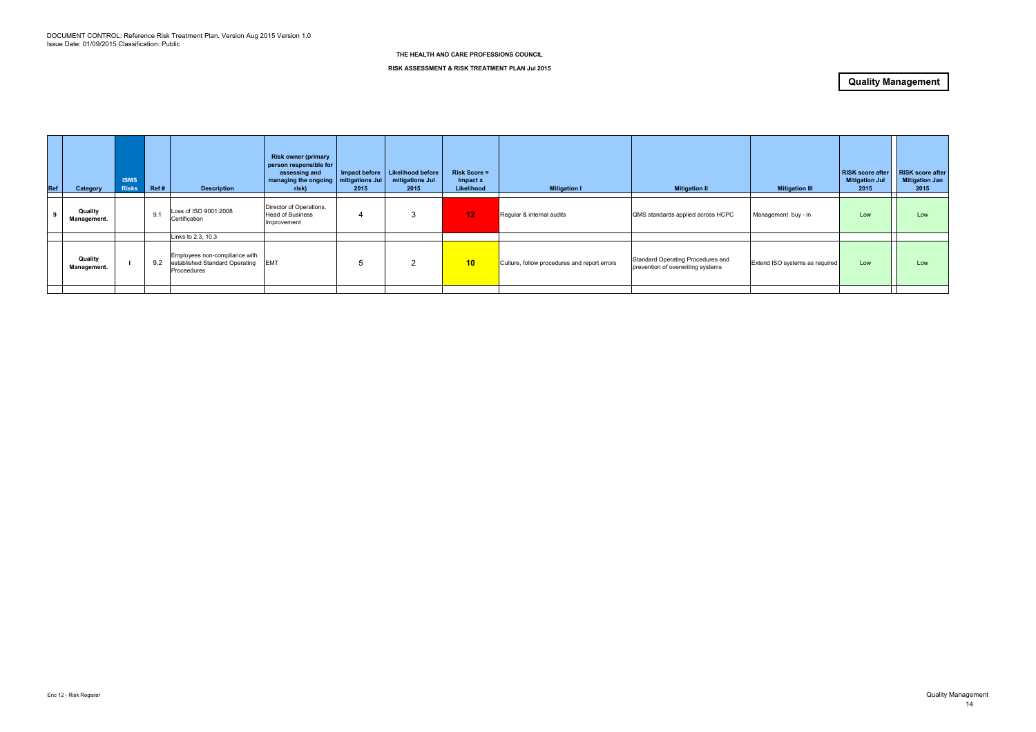DOCUMENT CONTROL: Reference Risk Treatment Plan. Version Aug 2015 Version 1.0
Issue Date: 01/09/2015 Classification: Public

**THE HEALTH AND CARE PROFESSIONS COUNCIL**

**RISK ASSESSMENT & RISK TREATMENT PLAN Jul 2015**

**Quality Management**

| Ref | Category | ISMS Risks | Ref # | Description | Risk owner (primary person responsible for assessing and managing the ongoing risk) | Impact before mitigations Jul 2015 | Likelihood before mitigations Jul 2015 | Risk Score = Impact x Likelihood | Mitigation I | Mitigation II | Mitigation III | RISK score after Mitigation Jul 2015 | RISK score after Mitigation Jan 2015 |
|---|---|---|---|---|---|---|---|---|---|---|---|---|---|
| 9 | Quality Management. | | 9.1 | Loss of ISO 9001:2008 Certification | Director of Operations, Head of Business Improvement | 4 | 3 | 12 | Regular & internal audits | QMS standards applied across HCPC | Management buy - in | Low | Low |
| | | | | Links to 2.3, 10.3 | | | | | | | | | |
| | Quality Management. | I | 9.2 | Employees non-compliance with established Standard Operating Proceedures | EMT | 5 | 2 | 10 | Culture, follow procedures and report errors | Standard Operating Procedures and prevention of overwriting systems | Extend ISO systems as required | Low | Low |

Enc 12 - Risk Register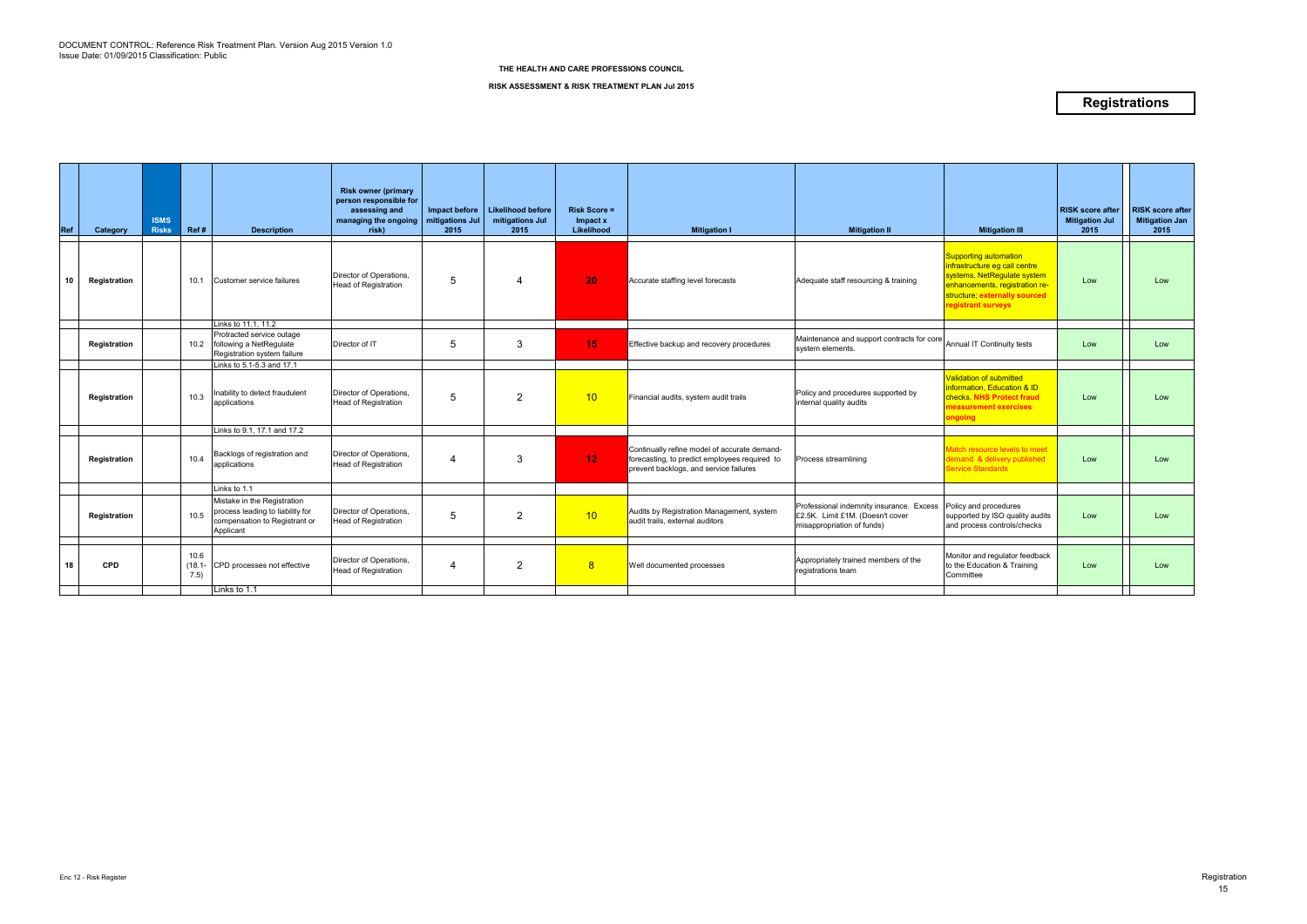DOCUMENT CONTROL: Reference Risk Treatment Plan. Version Aug 2015 Version 1.0
Issue Date: 01/09/2015 Classification: Public

**THE HEALTH AND CARE PROFESSIONS COUNCIL**

**RISK ASSESSMENT & RISK TREATMENT PLAN Jul 2015**

# Registrations

| Ref | Category | ISMS Risks | Ref # | Description | Risk owner (primary person responsible for assessing and managing the ongoing risk) | Impact before mitigations Jul 2015 | Likelihood before mitigations Jul 2015 | Risk Score = Impact x Likelihood | Mitigation I | Mitigation II | Mitigation III | RISK score after Mitigation Jul 2015 | RISK score after Mitigation Jan 2015 |
|---|---|---|---|---|---|---|---|---|---|---|---|---|---|
| 10 | **Registration** | | 10.1 | Customer service failures | Director of Operations, Head of Registration | 5 | 4 | 20 | Accurate staffing level forecasts | Adequate staff resourcing & training | Supporting automation infrastructure eg call centre systems, NetRegulate system enhancements, registration re-structure; **externally sourced registrant surveys** | Low | Low |
| | | | | Links to 11.1, 11.2 | | | | | | | | | |
| | **Registration** | | 10.2 | Protracted service outage following a NetRegulate Registration system failure | Director of IT | 5 | 3 | 15 | Effective backup and recovery procedures | Maintenance and support contracts for core system elements. | Annual IT Continuity tests | Low | Low |
| | | | | Links to 5.1-5.3 and 17.1 | | | | | | | | | |
| | **Registration** | | 10.3 | Inability to detect fraudulent applications | Director of Operations, Head of Registration | 5 | 2 | 10 | Financial audits, system audit trails | Policy and procedures supported by internal quality audits | Validation of submitted information, Education & ID checks. **NHS Protect fraud measurement exercises ongoing** | Low | Low |
| | | | | Links to 9.1, 17.1 and 17.2 | | | | | | | | | |
| | **Registration** | | 10.4 | Backlogs of registration and applications | Director of Operations, Head of Registration | 4 | 3 | 12 | Continually refine model of accurate demand-forecasting, to predict employees required to prevent backlogs, and service failures | Process streamlining | Match resource levels to meet demand & delivery published Service Standards | Low | Low |
| | | | | Links to 1.1 | | | | | | | | | |
| | **Registration** | | 10.5 | Mistake in the Registration process leading to liability for compensation to Registrant or Applicant | Director of Operations, Head of Registration | 5 | 2 | 10 | Audits by Registration Management, system audit trails, external auditors | Professional indemnity insurance. Excess £2.5K. Limit £1M. (Doesn't cover misappropriation of funds) | Policy and procedures supported by ISO quality audits and process controls/checks | Low | Low |
| 18 | **CPD** | | 10.6 (18.1-7.5) | CPD processes not effective | Director of Operations, Head of Registration | 4 | 2 | 8 | Well documented processes | Appropriately trained members of the registrations team | Monitor and regulator feedback to the Education & Training Committee | Low | Low |
| | | | | Links to 1.1 | | | | | | | | | |

Enc 12 - Risk Register

Registration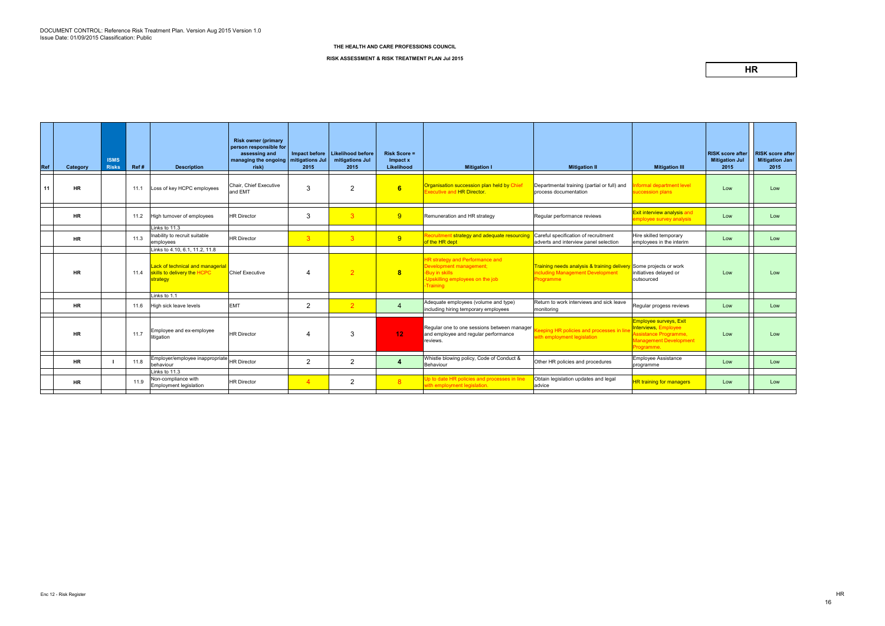DOCUMENT CONTROL: Reference Risk Treatment Plan. Version Aug 2015 Version 1.0
Issue Date: 01/09/2015 Classification: Public

**THE HEALTH AND CARE PROFESSIONS COUNCIL**

**RISK ASSESSMENT & RISK TREATMENT PLAN Jul 2015**

**HR**

| Ref | Category | ISMS Risks | Ref # | Description | Risk owner (primary person responsible for assessing and managing the ongoing risk) | Impact before mitigations Jul 2015 | Likelihood before mitigations Jul 2015 | Risk Score = Impact x Likelihood | Mitigation I | Mitigation II | Mitigation III | RISK score after Mitigation Jul 2015 | RISK score after Mitigation Jan 2015 |
|---|---|---|---|---|---|---|---|---|---|---|---|---|---|
| 11 | HR | | 11.1 | Loss of key HCPC employees | Chair, Chief Executive and EMT | 3 | 2 | 6 | Organisation succession plan held by Chief Executive and HR Director. | Departmental training (partial or full) and process documentation | Informal department level succession plans | Low | Low |
| | HR | | 11.2 | High turnover of employees | HR Director | 3 | 3 | 9 | Remuneration and HR strategy | Regular performance reviews | Exit interview analysis and employee survey analysis | Low | Low |
| | | | | Links to 11.3 | | | | | | | | | |
| | HR | | 11.3 | Inability to recruit suitable employees | HR Director | 3 | 3 | 9 | Recruitment strategy and adequate resourcing of the HR dept | Careful specification of recruitment adverts and interview panel selection | Hire skilled temporary employees in the interim | Low | Low |
| | | | | Links to 4.10, 6.1, 11.2, 11.8 | | | | | | | | | |
| | HR | | 11.4 | Lack of technical and managerial skills to delivery the HCPC strategy | Chief Executive | 4 | 2 | 8 | HR strategy and Performance and Development management; -Buy in skills -Upskilling employees on the job -Training | Training needs analysis & training delivery including Management Development Programme | Some projects or work initiatives delayed or outsourced | Low | Low |
| | | | | Links to 1.1 | | | | | | | | | |
| | HR | | 11.6 | High sick leave levels | EMT | 2 | 2 | 4 | Adequate employees (volume and type) including hiring temporary employees | Return to work interviews and sick leave monitoring | Regular progess reviews | Low | Low |
| | HR | | 11.7 | Employee and ex-employee litigation | HR Director | 4 | 3 | 12 | Regular one to one sessions between manager and employee and regular performance reviews. | Keeping HR policies and processes in line with employment legislation | Employee surveys, Exit Interviews, Employee Assistance Programme, Management Development Programme. | Low | Low |
| | HR | I | 11.8 | Employer/employee inappropriate behaviour | HR Director | 2 | 2 | 4 | Whistle blowing policy, Code of Conduct & Behaviour | Other HR policies and procedures | Employee Assistance programme | Low | Low |
| | | | | Links to 11.3 | | | | | | | | | |
| | HR | | 11.9 | Non-compliance with Employment legislation | HR Director | 4 | 2 | 8 | Up to date HR policies and processes in line with employment legislation. | Obtain legislation updates and legal advice | HR training for managers | Low | Low |

Enc 12 - Risk Register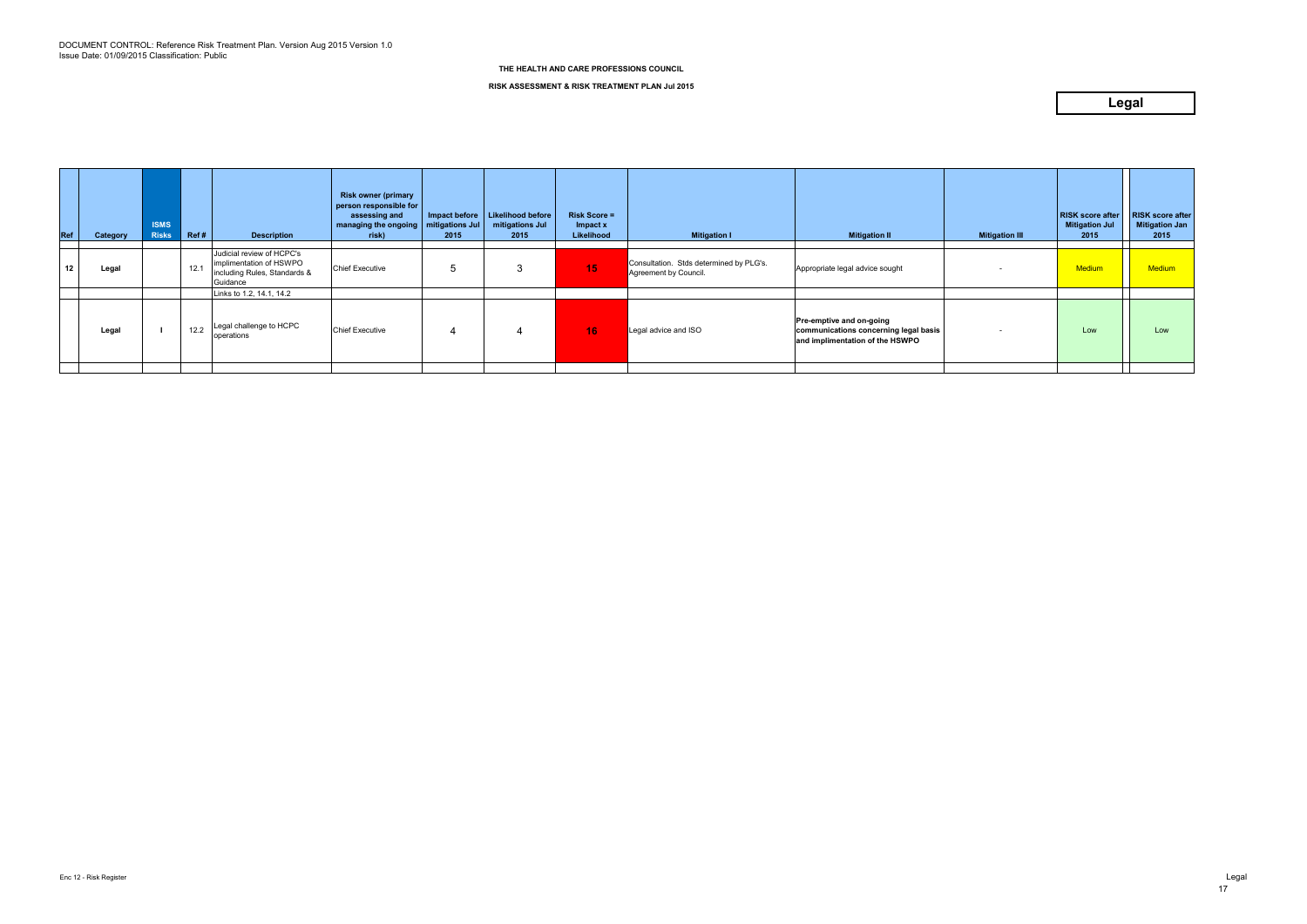DOCUMENT CONTROL: Reference Risk Treatment Plan. Version Aug 2015 Version 1.0
Issue Date: 01/09/2015 Classification: Public

**THE HEALTH AND CARE PROFESSIONS COUNCIL**

**RISK ASSESSMENT & RISK TREATMENT PLAN Jul 2015**

**Legal**

| Ref | Category | ISMS Risks | Ref # | Description | Risk owner (primary person responsible for assessing and managing the ongoing risk) | Impact before mitigations Jul 2015 | Likelihood before mitigations Jul 2015 | Risk Score = Impact x Likelihood | Mitigation I | Mitigation II | Mitigation III | RISK score after Mitigation Jul 2015 | RISK score after Mitigation Jan 2015 |
|---|---|---|---|---|---|---|---|---|---|---|---|---|---|
| 12 | Legal | | 12.1 | Judicial review of HCPC's implimentation of HSWPO including Rules, Standards & Guidance | Chief Executive | 5 | 3 | 15 | Consultation. Stds determined by PLG's. Agreement by Council. | Appropriate legal advice sought | - | Medium | Medium |
| | | | | Links to 1.2, 14.1, 14.2 | | | | | | | | | |
| | Legal | I | 12.2 | Legal challenge to HCPC operations | Chief Executive | 4 | 4 | 16 | Legal advice and ISO | **Pre-emptive and on-going communications concerning legal basis and implimentation of the HSWPO** | - | Low | Low |

Enc 12 - Risk Register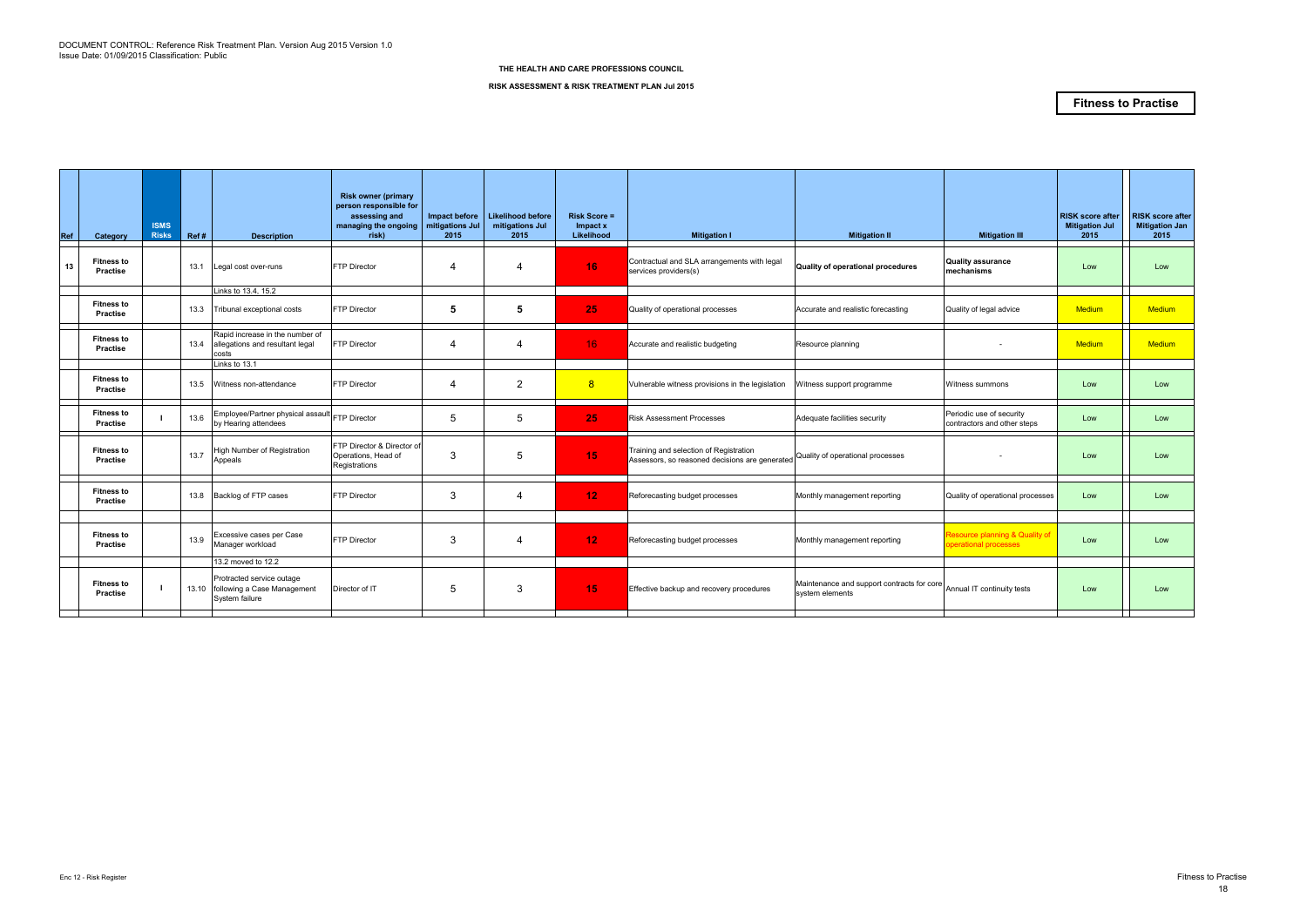DOCUMENT CONTROL: Reference Risk Treatment Plan. Version Aug 2015 Version 1.0
Issue Date: 01/09/2015 Classification: Public

**THE HEALTH AND CARE PROFESSIONS COUNCIL**

**RISK ASSESSMENT & RISK TREATMENT PLAN Jul 2015**

# Fitness to Practise

| Ref | Category | ISMS Risks | Ref # | Description | Risk owner (primary person responsible for assessing and managing the ongoing risk) | Impact before mitigations Jul 2015 | Likelihood before mitigations Jul 2015 | Risk Score = Impact x Likelihood | Mitigation I | Mitigation II | Mitigation III | RISK score after Mitigation Jul 2015 | RISK score after Mitigation Jan 2015 |
|---|---|---|---|---|---|---|---|---|---|---|---|---|---|
| 13 | Fitness to Practise | | 13.1 | Legal cost over-runs | FTP Director | 4 | 4 | 16 | Contractual and SLA arrangements with legal services providers(s) | **Quality of operational procedures** | **Quality assurance mechanisms** | Low | Low |
| | | | | Links to 13.4, 15.2 | | | | | | | | | |
| | Fitness to Practise | | 13.3 | Tribunal exceptional costs | FTP Director | 5 | 5 | 25 | Quality of operational processes | Accurate and realistic forecasting | Quality of legal advice | Medium | Medium |
| | Fitness to Practise | | 13.4 | Rapid increase in the number of allegations and resultant legal costs | FTP Director | 4 | 4 | 16 | Accurate and realistic budgeting | Resource planning | - | Medium | Medium |
| | | | | Links to 13.1 | | | | | | | | | |
| | Fitness to Practise | | 13.5 | Witness non-attendance | FTP Director | 4 | 2 | 8 | Vulnerable witness provisions in the legislation | Witness support programme | Witness summons | Low | Low |
| | Fitness to Practise | I | 13.6 | Employee/Partner physical assault by Hearing attendees | FTP Director | 5 | 5 | 25 | Risk Assessment Processes | Adequate facilities security | Periodic use of security contractors and other steps | Low | Low |
| | Fitness to Practise | | 13.7 | High Number of Registration Appeals | FTP Director & Director of Operations, Head of Registrations | 3 | 5 | 15 | Training and selection of Registration Assessors, so reasoned decisions are generated | Quality of operational processes | - | Low | Low |
| | Fitness to Practise | | 13.8 | Backlog of FTP cases | FTP Director | 3 | 4 | 12 | Reforecasting budget processes | Monthly management reporting | Quality of operational processes | Low | Low |
| | Fitness to Practise | | 13.9 | Excessive cases per Case Manager workload | FTP Director | 3 | 4 | 12 | Reforecasting budget processes | Monthly management reporting | Resource planning & Quality of operational processes | Low | Low |
| | | | | 13.2 moved to 12.2 | | | | | | | | | |
| | Fitness to Practise | I | 13.10 | Protracted service outage following a Case Management System failure | Director of IT | 5 | 3 | 15 | Effective backup and recovery procedures | Maintenance and support contracts for core system elements | Annual IT continuity tests | Low | Low |

Enc 12 - Risk Register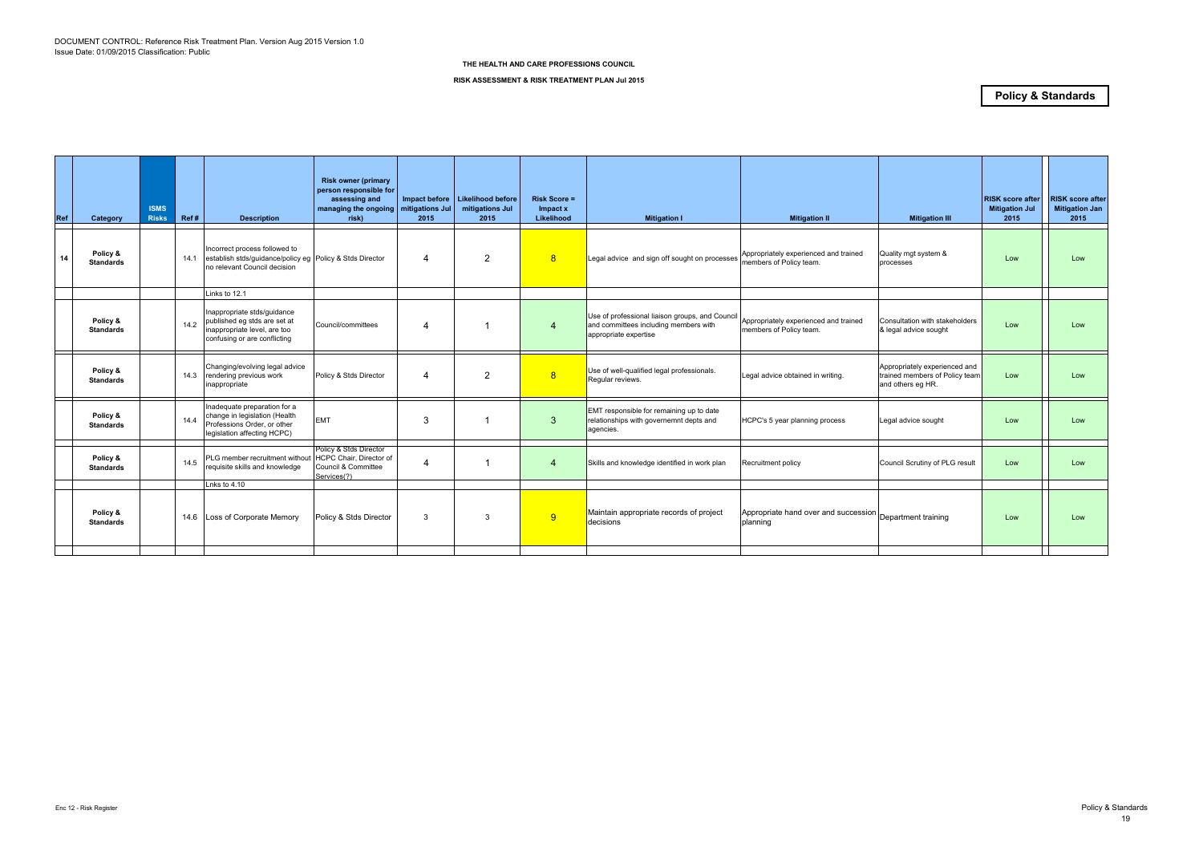DOCUMENT CONTROL: Reference Risk Treatment Plan. Version Aug 2015 Version 1.0
Issue Date: 01/09/2015 Classification: Public

**THE HEALTH AND CARE PROFESSIONS COUNCIL**

**RISK ASSESSMENT & RISK TREATMENT PLAN Jul 2015**

**Policy & Standards**

| Ref | Category | ISMS Risks | Ref # | Description | Risk owner (primary person responsible for assessing and managing the ongoing risk) | Impact before mitigations Jul 2015 | Likelihood before mitigations Jul 2015 | Risk Score = Impact x Likelihood | Mitigation I | Mitigation II | Mitigation III | RISK score after Mitigation Jul 2015 | RISK score after Mitigation Jan 2015 |
|---|---|---|---|---|---|---|---|---|---|---|---|---|---|
| 14 | Policy & Standards | | 14.1 | Incorrect process followed to establish stds/guidance/policy eg no relevant Council decision | Policy & Stds Director | 4 | 2 | 8 | Legal advice and sign off sought on processes | Appropriately experienced and trained members of Policy team. | Quality mgt system & processes | Low | Low |
| | | | | Links to 12.1 | | | | | | | | | |
| | Policy & Standards | | 14.2 | Inappropriate stds/guidance published eg stds are set at inappropriate level, are too confusing or are conflicting | Council/committees | 4 | 1 | 4 | Use of professional liaison groups, and Council and committees including members with appropriate expertise | Appropriately experienced and trained members of Policy team. | Consultation with stakeholders & legal advice sought | Low | Low |
| | Policy & Standards | | 14.3 | Changing/evolving legal advice rendering previous work inappropriate | Policy & Stds Director | 4 | 2 | 8 | Use of well-qualified legal professionals. Regular reviews. | Legal advice obtained in writing. | Appropriately experienced and trained members of Policy team and others eg HR. | Low | Low |
| | Policy & Standards | | 14.4 | Inadequate preparation for a change in legislation (Health Professions Order, or other legislation affecting HCPC) | EMT | 3 | 1 | 3 | EMT responsible for remaining up to date relationships with governemnt depts and agencies. | HCPC's 5 year planning process | Legal advice sought | Low | Low |
| | Policy & Standards | | 14.5 | PLG member recruitment without requisite skills and knowledge | Policy & Stds Director HCPC Chair, Director of Council & Committee Services(?) | 4 | 1 | 4 | Skills and knowledge identified in work plan | Recruitment policy | Council Scrutiny of PLG result | Low | Low |
| | | | | Lnks to 4.10 | | | | | | | | | |
| | Policy & Standards | | 14.6 | Loss of Corporate Memory | Policy & Stds Director | 3 | 3 | 9 | Maintain appropriate records of project decisions | Appropriate hand over and succession planning | Department training | Low | Low |

Enc 12 - Risk Register

Policy & Standards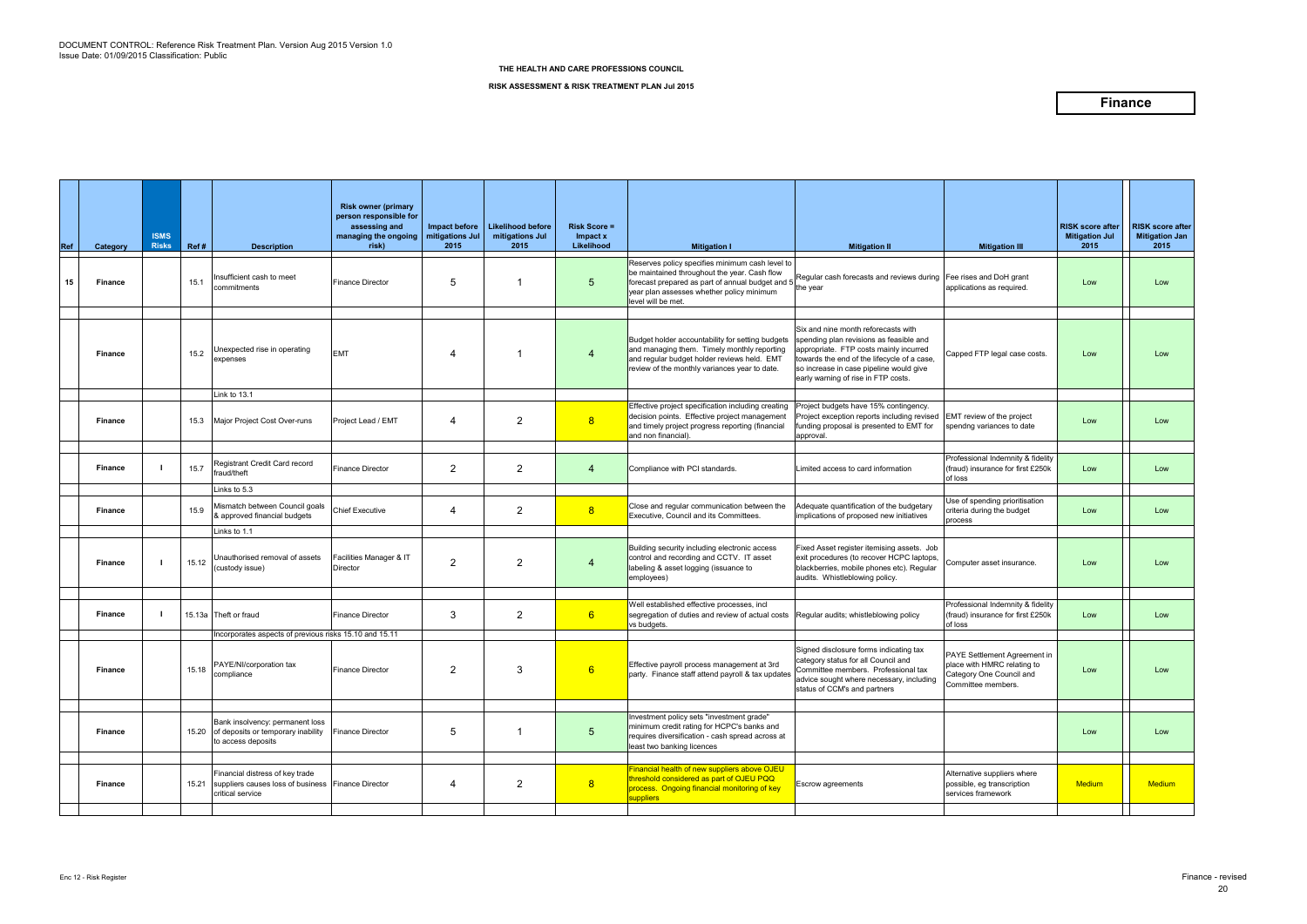DOCUMENT CONTROL: Reference Risk Treatment Plan. Version Aug 2015 Version 1.0
Issue Date: 01/09/2015 Classification: Public

**THE HEALTH AND CARE PROFESSIONS COUNCIL**

**RISK ASSESSMENT & RISK TREATMENT PLAN Jul 2015**

# Finance

| Ref | Category | ISMS Risks | Ref # | Description | Risk owner (primary person responsible for assessing and managing the ongoing risk) | Impact before mitigations Jul 2015 | Likelihood before mitigations Jul 2015 | Risk Score = Impact x Likelihood | Mitigation I | Mitigation II | Mitigation III | RISK score after Mitigation Jul 2015 | RISK score after Mitigation Jan 2015 |
|---|---|---|---|---|---|---|---|---|---|---|---|---|---|
| 15 | Finance | | 15.1 | Insufficient cash to meet commitments | Finance Director | 5 | 1 | 5 | Reserves policy specifies minimum cash level to be maintained throughout the year. Cash flow forecast prepared as part of annual budget and 5 year plan assesses whether policy minimum level will be met. | Regular cash forecasts and reviews during the year | Fee rises and DoH grant applications as required. | Low | Low |
| | Finance | | 15.2 | Unexpected rise in operating expenses | EMT | 4 | 1 | 4 | Budget holder accountability for setting budgets and managing them. Timely monthly reporting and regular budget holder reviews held. EMT review of the monthly variances year to date. | Six and nine month reforecasts with spending plan revisions as feasible and appropriate. FTP costs mainly incurred towards the end of the lifecycle of a case, so increase in case pipeline would give early warning of rise in FTP costs. | Capped FTP legal case costs. | Low | Low |
| | | | | Link to 13.1 | | | | | | | | | |
| | Finance | | 15.3 | Major Project Cost Over-runs | Project Lead / EMT | 4 | 2 | 8 | Effective project specification including creating decision points. Effective project management and timely project progress reporting (financial and non financial). | Project budgets have 15% contingency. Project exception reports including revised funding proposal is presented to EMT for approval. | EMT review of the project spendng variances to date | Low | Low |
| | Finance | I | 15.7 | Registrant Credit Card record fraud/theft | Finance Director | 2 | 2 | 4 | Compliance with PCI standards. | Limited access to card information | Professional Indemnity & fidelity (fraud) insurance for first £250k of loss | Low | Low |
| | | | | Links to 5.3 | | | | | | | | | |
| | Finance | | 15.9 | Mismatch between Council goals & approved financial budgets | Chief Executive | 4 | 2 | 8 | Close and regular communication between the Executive, Council and its Committees. | Adequate quantification of the budgetary implications of proposed new initiatives | Use of spending prioritisation criteria during the budget process | Low | Low |
| | | | | Links to 1.1 | | | | | | | | | |
| | Finance | I | 15.12 | Unauthorised removal of assets (custody issue) | Facilities Manager & IT Director | 2 | 2 | 4 | Building security including electronic access control and recording and CCTV. IT asset labeling & asset logging (issuance to employees) | Fixed Asset register itemising assets. Job exit procedures (to recover HCPC laptops, blackberries, mobile phones etc). Regular audits. Whistleblowing policy. | Computer asset insurance. | Low | Low |
| | Finance | I | 15.13a | Theft or fraud | Finance Director | 3 | 2 | 6 | Well established effective processes, incl segregation of duties and review of actual costs vs budgets. | Regular audits; whistleblowing policy | Professional Indemnity & fidelity (fraud) insurance for first £250k of loss | Low | Low |
| | | | | Incorporates aspects of previous risks 15.10 and 15.11 | | | | | | | | | |
| | Finance | | 15.18 | PAYE/NI/corporation tax compliance | Finance Director | 2 | 3 | 6 | Effective payroll process management at 3rd party. Finance staff attend payroll & tax updates | Signed disclosure forms indicating tax category status for all Council and Committee members. Professional tax advice sought where necessary, including status of CCM's and partners | PAYE Settlement Agreement in place with HMRC relating to Category One Council and Committee members. | Low | Low |
| | Finance | | 15.20 | Bank insolvency: permanent loss of deposits or temporary inability to access deposits | Finance Director | 5 | 1 | 5 | Investment policy sets "investment grade" minimum credit rating for HCPC's banks and requires diversification - cash spread across at least two banking licences | | | Low | Low |
| | Finance | | 15.21 | Financial distress of key trade suppliers causes loss of business critical service | Finance Director | 4 | 2 | 8 | Financial health of new suppliers above OJEU threshold considered as part of OJEU PQQ process. Ongoing financial monitoring of key suppliers | Escrow agreements | Alternative suppliers where possible, eg transcription services framework | Medium | Medium |

Enc 12 - Risk Register

Finance - revised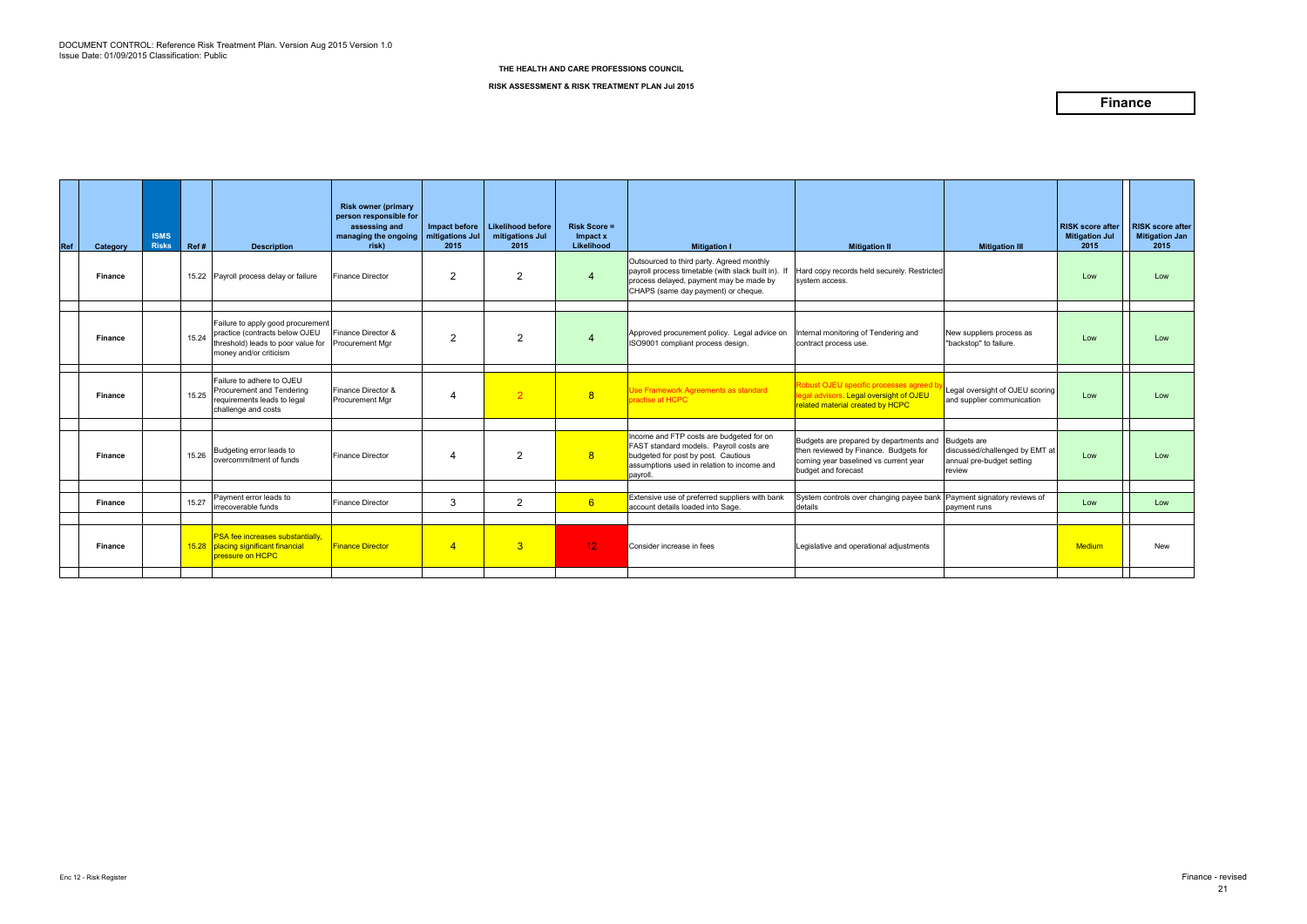DOCUMENT CONTROL: Reference Risk Treatment Plan. Version Aug 2015 Version 1.0
Issue Date: 01/09/2015 Classification: Public

THE HEALTH AND CARE PROFESSIONS COUNCIL

RISK ASSESSMENT & RISK TREATMENT PLAN Jul 2015

**Finance**

| Ref | Category | ISMS Risks | Ref # | Description | Risk owner (primary person responsible for assessing and managing the ongoing risk) | Impact before mitigations Jul 2015 | Likelihood before mitigations Jul 2015 | Risk Score = Impact x Likelihood | Mitigation I | Mitigation II | Mitigation III | RISK score after Mitigation Jul 2015 | RISK score after Mitigation Jan 2015 |
|---|---|---|---|---|---|---|---|---|---|---|---|---|---|
| | Finance | | 15.22 | Payroll process delay or failure | Finance Director | 2 | 2 | 4 | Outsourced to third party. Agreed monthly payroll process timetable (with slack built in). If process delayed, payment may be made by CHAPS (same day payment) or cheque. | Hard copy records held securely. Restricted system access. | | Low | Low |
| | Finance | | 15.24 | Failure to apply good procurement practice (contracts below OJEU threshold) leads to poor value for money and/or criticism | Finance Director & Procurement Mgr | 2 | 2 | 4 | Approved procurement policy. Legal advice on ISO9001 compliant process design. | Internal monitoring of Tendering and contract process use. | New suppliers process as "backstop" to failure. | Low | Low |
| | Finance | | 15.25 | Failure to adhere to OJEU Procurement and Tendering requirements leads to legal challenge and costs | Finance Director & Procurement Mgr | 4 | 2 | 8 | Use Framework Agreements as standard practise at HCPC | Robust OJEU specific processes agreed by legal advisors. Legal oversight of OJEU related material created by HCPC | Legal oversight of OJEU scoring and supplier communication | Low | Low |
| | Finance | | 15.26 | Budgeting error leads to overcommitment of funds | Finance Director | 4 | 2 | 8 | Income and FTP costs are budgeted for on FAST standard models. Payroll costs are budgeted for by post by post. Cautious assumptions used in relation to income and payroll. | Budgets are prepared by departments and then reviewed by Finance. Budgets for coming year baselined vs current year budget and forecast | Budgets are discussed/challenged by EMT at annual pre-budget setting review | Low | Low |
| | Finance | | 15.27 | Payment error leads to irrecoverable funds | Finance Director | 3 | 2 | 6 | Extensive use of preferred suppliers with bank account details loaded into Sage. | System controls over changing payee bank details | Payment signatory reviews of payment runs | Low | Low |
| | Finance | | 15.28 | PSA fee increases substantially, placing significant financial pressure on HCPC | Finance Director | 4 | 3 | 12 | Consider increase in fees | Legislative and operational adjustments | | Medium | New |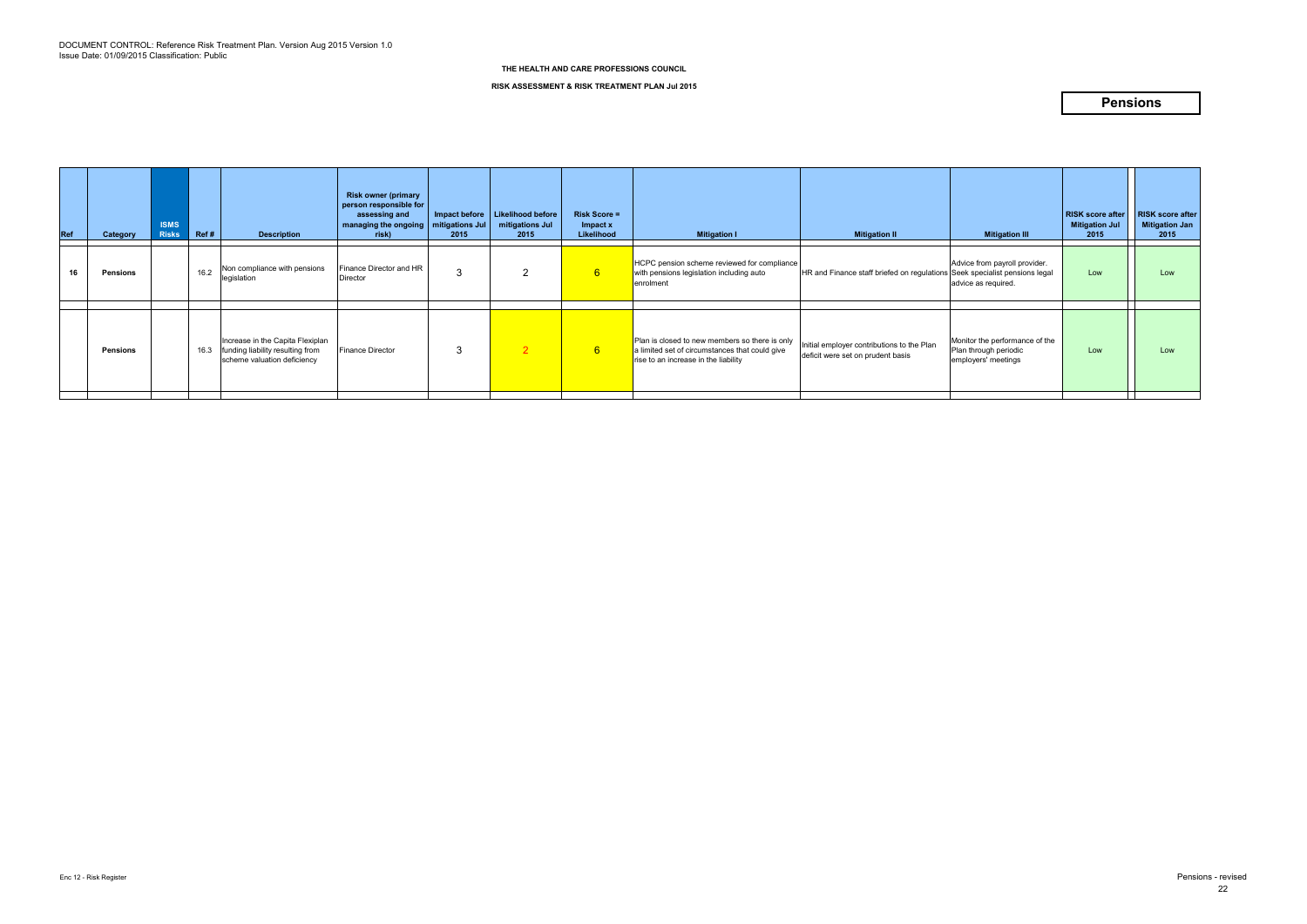DOCUMENT CONTROL: Reference Risk Treatment Plan. Version Aug 2015 Version 1.0
Issue Date: 01/09/2015 Classification: Public

**THE HEALTH AND CARE PROFESSIONS COUNCIL**

**RISK ASSESSMENT & RISK TREATMENT PLAN Jul 2015**

# Pensions

| Ref | Category | ISMS Risks | Ref # | Description | Risk owner (primary person responsible for assessing and managing the ongoing risk) | Impact before mitigations Jul 2015 | Likelihood before mitigations Jul 2015 | Risk Score = Impact x Likelihood | Mitigation I | Mitigation II | Mitigation III | RISK score after Mitigation Jul 2015 | RISK score after Mitigation Jan 2015 |
|---|---|---|---|---|---|---|---|---|---|---|---|---|---|
| 16 | **Pensions** | | 16.2 | Non compliance with pensions legislation | Finance Director and HR Director | 3 | 2 | 6 | HCPC pension scheme reviewed for compliance with pensions legislation including auto enrolment | HR and Finance staff briefed on regulations | Advice from payroll provider. Seek specialist pensions legal advice as required. | Low | Low |
| | **Pensions** | | 16.3 | Increase in the Capita Flexiplan funding liability resulting from scheme valuation deficiency | Finance Director | 3 | 2 | 6 | Plan is closed to new members so there is only a limited set of circumstances that could give rise to an increase in the liability | Initial employer contributions to the Plan deficit were set on prudent basis | Monitor the performance of the Plan through periodic employers' meetings | Low | Low |

Enc 12 - Risk Register

Pensions - revised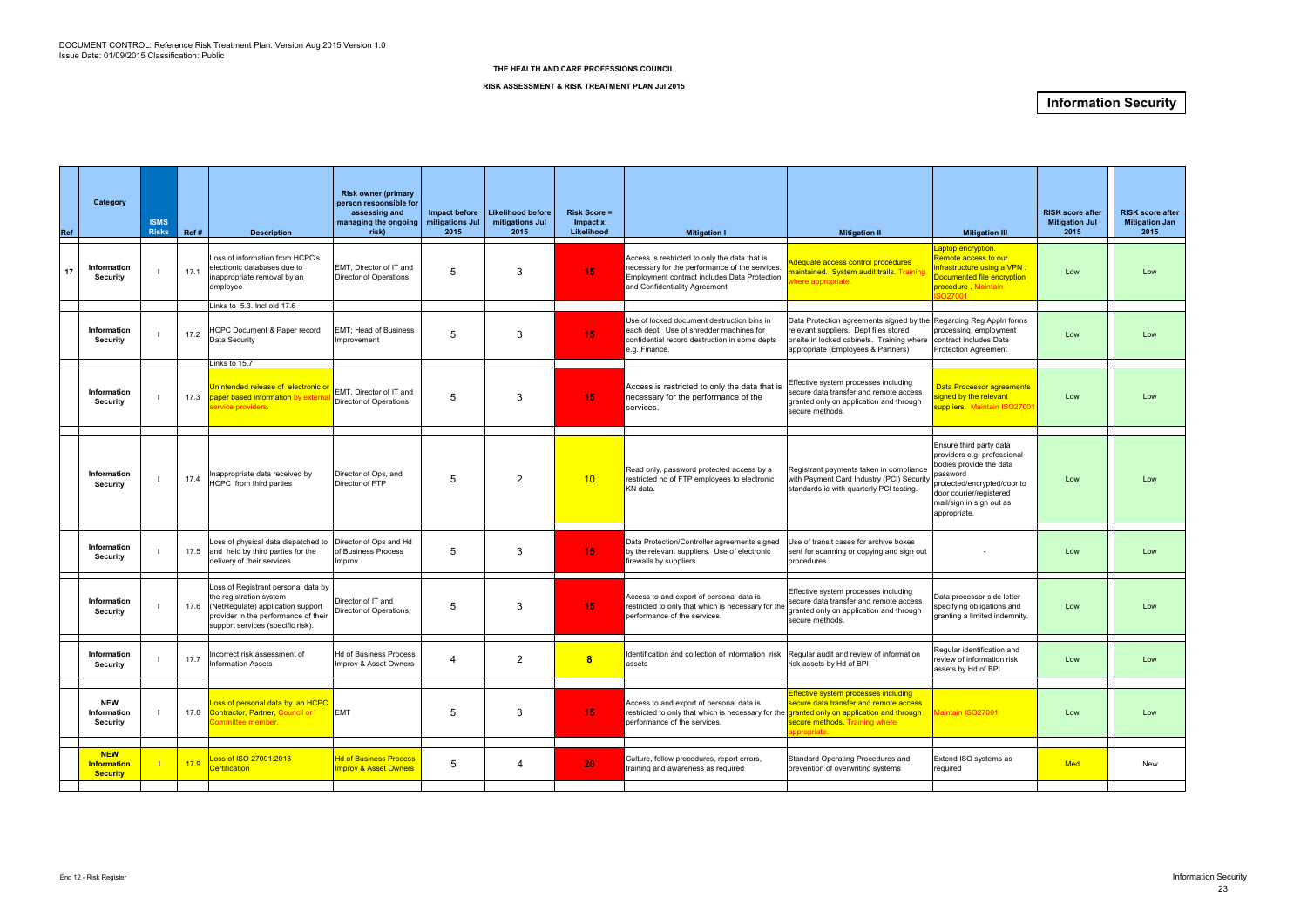DOCUMENT CONTROL: Reference Risk Treatment Plan. Version Aug 2015 Version 1.0
Issue Date: 01/09/2015 Classification: Public

**THE HEALTH AND CARE PROFESSIONS COUNCIL**

**RISK ASSESSMENT & RISK TREATMENT PLAN Jul 2015**

# Information Security

| Ref | Category | ISMS Risks | Ref # | Description | Risk owner (primary person responsible for assessing and managing the ongoing risk) | Impact before mitigations Jul 2015 | Likelihood before mitigations Jul 2015 | Risk Score = Impact x Likelihood | Mitigation I | Mitigation II | Mitigation III | RISK score after Mitigation Jul 2015 | RISK score after Mitigation Jan 2015 |
|---|---|---|---|---|---|---|---|---|---|---|---|---|---|
| 17 | Information Security | I | 17.1 | Loss of information from HCPC's electronic databases due to inappropriate removal by an employee | EMT, Director of IT and Director of Operations | 5 | 3 | 15 | Access is restricted to only the data that is necessary for the performance of the services. Employment contract includes Data Protection and Confidentiality Agreement | Adequate access control procedures maintained. System audit trails. Training where appropriate. | Laptop encryption. Remote access to our infrastructure using a VPN . Documented file encryption procedure . Maintain ISO27001 | Low | Low |
| | | | | Links to 5.3. Incl old 17.6 | | | | | | | | | |
| | Information Security | I | 17.2 | HCPC Document & Paper record Data Security | EMT; Head of Business Improvement | 5 | 3 | 15 | Use of locked document destruction bins in each dept. Use of shredder machines for confidential record destruction in some depts e.g. Finance. | Data Protection agreements signed by the relevant suppliers. Dept files stored onsite in locked cabinets. Training where appropriate (Employees & Partners) | Regarding Reg Appln forms processing, employment contract includes Data Protection Agreement | Low | Low |
| | | | | Links to 15.7 | | | | | | | | | |
| | Information Security | I | 17.3 | Unintended release of electronic or paper based information by external service providers. | EMT, Director of IT and Director of Operations | 5 | 3 | 15 | Access is restricted to only the data that is necessary for the performance of the services. | Effective system processes including secure data transfer and remote access granted only on application and through secure methods. | Data Processor agreements signed by the relevant suppliers. Maintain ISO27001 | Low | Low |
| | Information Security | I | 17.4 | Inappropriate data received by HCPC from third parties | Director of Ops, and Director of FTP | 5 | 2 | 10 | Read only, password protected access by a restricted no of FTP employees to electronic KN data. | Registrant payments taken in compliance with Payment Card Industry (PCI) Security standards ie with quarterly PCI testing. | Ensure third party data providers e.g. professional bodies provide the data password protected/encrypted/door to door courier/registered mail/sign in sign out as appropriate. | Low | Low |
| | Information Security | I | 17.5 | Loss of physical data dispatched to and held by third parties for the delivery of their services | Director of Ops and Hd of Business Process Improv | 5 | 3 | 15 | Data Protection/Controller agreements signed by the relevant suppliers. Use of electronic firewalls by suppliers. | Use of transit cases for archive boxes sent for scanning or copying and sign out procedures. | - | Low | Low |
| | Information Security | I | 17.6 | Loss of Registrant personal data by the registration system (NetRegulate) application support provider in the performance of their support services (specific risk). | Director of IT and Director of Operations, | 5 | 3 | 15 | Access to and export of personal data is restricted to only that which is necessary for the performance of the services. | Effective system processes including secure data transfer and remote access granted only on application and through secure methods. | Data processor side letter specifying obligations and granting a limited indemnity. | Low | Low |
| | Information Security | I | 17.7 | Incorrect risk assessment of Information Assets | Hd of Business Process Improv & Asset Owners | 4 | 2 | 8 | Identification and collection of information risk assets | Regular audit and review of information risk assets by Hd of BPI | Regular identification and review of information risk assets by Hd of BPI | Low | Low |
| | NEW Information Security | I | 17.8 | Loss of personal data by an HCPC Contractor, Partner, Council or Committee member. | EMT | 5 | 3 | 15 | Access to and export of personal data is restricted to only that which is necessary for the performance of the services. | Effective system processes including secure data transfer and remote access granted only on application and through secure methods. Training where appropriate. | Maintain ISO27001 | Low | Low |
| | NEW Information Security | I | 17.9 | Loss of ISO 27001:2013 Certification | Hd of Business Process Improv & Asset Owners | 5 | 4 | 20 | Culture, follow procedures, report errors, training and awareness as required | Standard Operating Procedures and prevention of overwriting systems | Extend ISO systems as required | Med | New |

Enc 12 - Risk Register

Information Security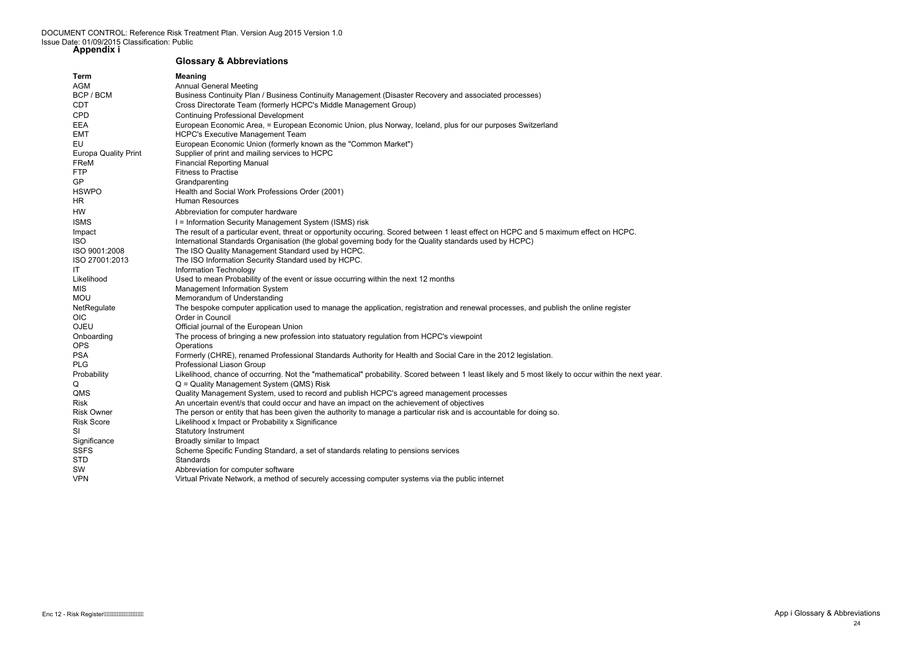DOCUMENT CONTROL: Reference Risk Treatment Plan. Version Aug 2015 Version 1.0
Issue Date: 01/09/2015 Classification: Public

# Appendix i

## Glossary & Abbreviations

| Term | Meaning |
|---|---|
| AGM | Annual General Meeting |
| BCP / BCM | Business Continuity Plan / Business Continuity Management (Disaster Recovery and associated processes) |
| CDT | Cross Directorate Team (formerly HCPC's Middle Management Group) |
| CPD | Continuing Professional Development |
| EEA | European Economic Area, = European Economic Union, plus Norway, Iceland, plus for our purposes Switzerland |
| EMT | HCPC's Executive Management Team |
| EU | European Economic Union (formerly known as the "Common Market") |
| Europa Quality Print | Supplier of print and mailing services to HCPC |
| FReM | Financial Reporting Manual |
| FTP | Fitness to Practise |
| GP | Grandparenting |
| HSWPO | Health and Social Work Professions Order (2001) |
| HR | Human Resources |
| HW | Abbreviation for computer hardware |
| ISMS | I = Information Security Management System (ISMS) risk |
| Impact | The result of a particular event, threat or opportunity occuring. Scored between 1 least effect on HCPC and 5 maximum effect on HCPC. |
| ISO | International Standards Organisation (the global governing body for the Quality standards used by HCPC) |
| ISO 9001:2008 | The ISO Quality Management Standard used by HCPC. |
| ISO 27001:2013 | The ISO Information Security Standard used by HCPC. |
| IT | Information Technology |
| Likelihood | Used to mean Probability of the event or issue occurring within the next 12 months |
| MIS | Management Information System |
| MOU | Memorandum of Understanding |
| NetRegulate | The bespoke computer application used to manage the application, registration and renewal processes, and publish the online register |
| OIC | Order in Council |
| OJEU | Official journal of the European Union |
| Onboarding | The process of bringing a new profession into statuatory regulation from HCPC's viewpoint |
| OPS | Operations |
| PSA | Formerly (CHRE), renamed Professional Standards Authority for Health and Social Care in the 2012 legislation. |
| PLG | Professional Liason Group |
| Probability | Likelihood, chance of occurring. Not the "mathematical" probability. Scored between 1 least likely and 5 most likely to occur within the next year. |
| Q | Q = Quality Management System (QMS) Risk |
| QMS | Quality Management System, used to record and publish HCPC's agreed management processes |
| Risk | An uncertain event/s that could occur and have an impact on the achievement of objectives |
| Risk Owner | The person or entity that has been given the authority to manage a particular risk and is accountable for doing so. |
| Risk Score | Likelihood x Impact or Probability x Significance |
| SI | Statutory Instrument |
| Significance | Broadly similar to Impact |
| SSFS | Scheme Specific Funding Standard, a set of standards relating to pensions services |
| STD | Standards |
| SW | Abbreviation for computer software |
| VPN | Virtual Private Network, a method of securely accessing computer systems via the public internet |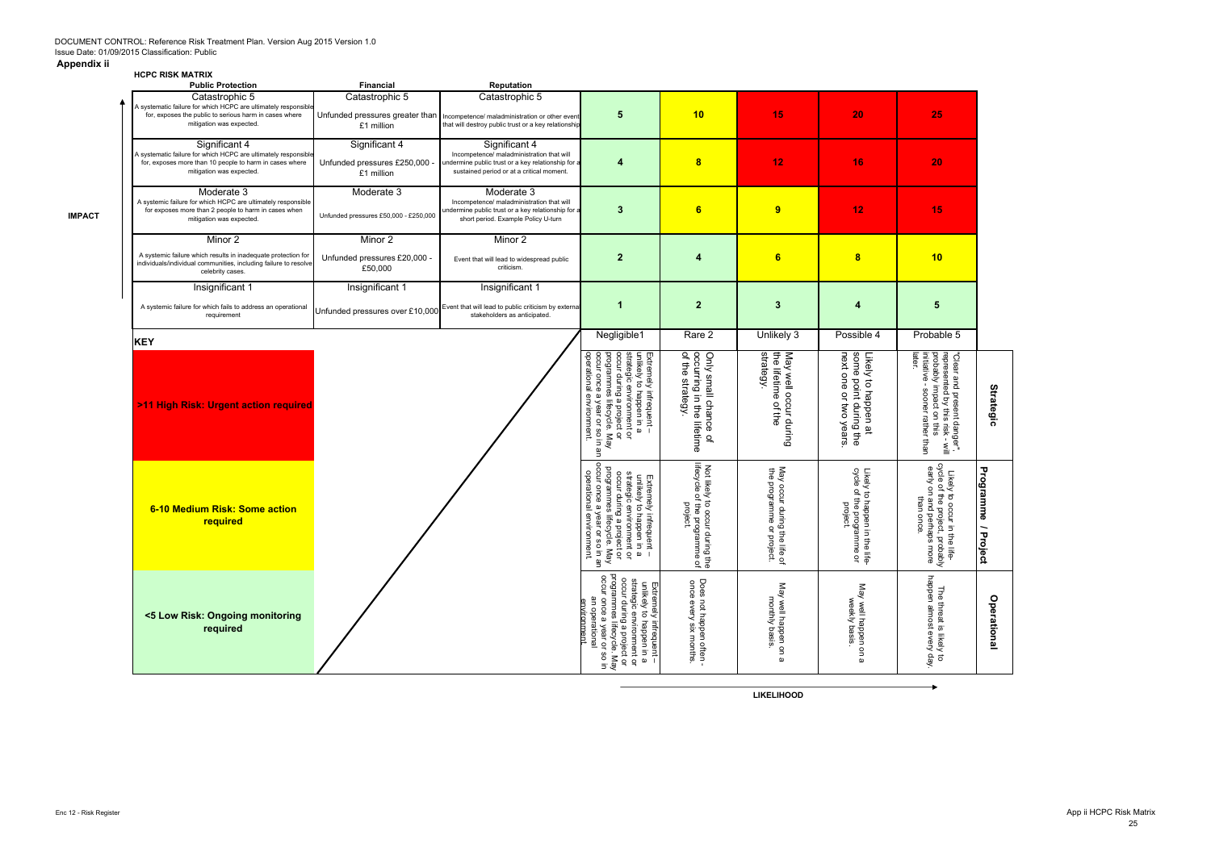DOCUMENT CONTROL: Reference Risk Treatment Plan. Version Aug 2015 Version 1.0
Issue Date: 01/09/2015 Classification: Public

**Appendix ii**

## HCPC RISK MATRIX

**IMPACT**

| Public Protection | Financial | Reputation | | | | | |
|---|---|---|---|---|---|---|---|
| Catastrophic 5<br>A systematic failure for which HCPC are ultimately responsible for, exposes the public to serious harm in cases where mitigation was expected. | Catastrophic 5<br>Unfunded pressures greater than £1 million | Catastrophic 5<br>Incompetence/ maladministration or other event that will destroy public trust or a key relationship | **5** | **10** | **15** | **20** | **25** |
| Significant 4<br>A systematic failure for which HCPC are ultimately responsible for, exposes more than 10 people to harm in cases where mitigation was expected. | Significant 4<br>Unfunded pressures £250,000 - £1 million | Significant 4<br>Incompetence/ maladministration that will undermine public trust or a key relationship for a sustained period or at a critical moment. | **4** | **8** | **12** | **16** | **20** |
| Moderate 3<br>A systemic failure for which HCPC are ultimately responsible for exposes more than 2 people to harm in cases when mitigation was expected. | Moderate 3<br>Unfunded pressures £50,000 - £250,000 | Moderate 3<br>Incompetence/ maladministration that will undermine public trust or a key relationship for a short period. Example Policy U-turn | **3** | **6** | **9** | **12** | **15** |
| Minor 2<br>A systemic failure which results in inadequate protection for individuals/individual communities, including failure to resolve celebrity cases. | Minor 2<br>Unfunded pressures £20,000 - £50,000 | Minor 2<br>Event that will lead to widespread public criticism. | **2** | **4** | **6** | **8** | **10** |
| Insignificant 1<br>A systemic failure for which fails to address an operational requirement | Insignificant 1<br>Unfunded pressures over £10,000 | Insignificant 1<br>Event that will lead to public criticism by external stakeholders as anticipated. | **1** | **2** | **3** | **4** | **5** |
| | | | Negligible1 | Rare 2 | Unlikely 3 | Possible 4 | Probable 5 |

**KEY**

| Key | | | Negligible1 | Rare 2 | Unlikely 3 | Possible 4 | Probable 5 |
|---|---|---|---|---|---|---|---|
| **>11 High Risk: Urgent action required** | | **Strategic** | Extremely infrequent – unlikely to happen in a strategic environment or occur during a project or programmes lifecycle. May occur once a year or so in an operational environment. | Only small chance of occurring in the lifetime of the strategy. | May well occur during the lifetime of the strategy. | Likely to happen at some point during the next one or two years. | "Clear and present danger", represented by this risk - will probably impact on this initiative - sooner rather than later. |
| **6-10 Medium Risk: Some action required** | | **Programme / Project** | Extremely infrequent – unlikely to happen in a strategic environment or occur during a project or programmes lifecycle. May occur once a year or so in an operational environment. | Not likely to occur during the lifecycle of the programme of project. | May occur during the life of the programme or project. | Likely to happen in the life-cycle of the programme or project. | Likely to occur in the life-cycle of the project, probably early on and perhaps more than once. |
| **<5 Low Risk: Ongoing monitoring required** | | **Operational** | Extremely infrequent – unlikely to happen in a strategic environment or occur during a project or programmes lifecycle. May occur once a year or so in an operational environment. | Does not happen often - once every six months. | May well happen on a monthly basis. | May well happen on a weekly basis. | The threat is likely to happen almost every day. |

**LIKELIHOOD**

Enc 12 - Risk Register

App ii HCPC Risk Matrix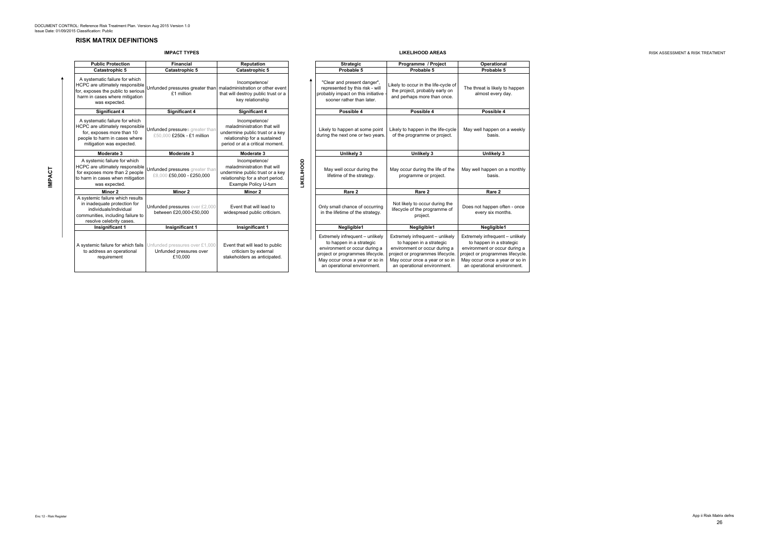DOCUMENT CONTROL: Reference Risk Treatment Plan. Version Aug 2015 Version 1.0
Issue Date: 01/09/2015 Classification: Public

## RISK MATRIX DEFINITIONS

RISK ASSESSMENT & RISK TREATMENT

### IMPACT TYPES

**IMPACT**

| Public Protection | Financial | Reputation |
|---|---|---|
| **Catastrophic 5** | **Catastrophic 5** | **Catastrophic 5** |
| A systematic failure for which HCPC are ultimately responsible for, exposes the public to serious harm in cases where mitigation was expected. | Unfunded pressures greater than £1 million | Incompetence/ maladministration or other event that will destroy public trust or a key relationship |
| **Significant 4** | **Significant 4** | **Significant 4** |
| A systematic failure for which HCPC are ultimately responsible for, exposes more than 10 people to harm in cases where mitigation was expected. | Unfunded pressures greater than £50,000 £250k - £1 million | Incompetence/ maladministration that will undermine public trust or a key relationship for a sustained period or at a critical moment. |
| **Moderate 3** | **Moderate 3** | **Moderate 3** |
| A systemic failure for which HCPC are ultimately responsible for exposes more than 2 people to harm in cases when mitigation was expected. | Unfunded pressures greater than £8,000 £50,000 - £250,000 | Incompetence/ maladministration that will undermine public trust or a key relationship for a short period. Example Policy U-turn |
| **Minor 2** | **Minor 2** | **Minor 2** |
| A systemic failure which results in inadequate protection for individuals/individual communities, including failure to resolve celebrity cases. | Unfunded pressures over £2,000 between £20,000-£50,000 | Event that will lead to widespread public criticism. |
| **Insignificant 1** | **Insignificant 1** | **Insignificant 1** |
| A systemic failure for which fails to address an operational requirement | Unfunded pressures over £1,000 Unfunded pressures over £10,000 | Event that will lead to public criticism by external stakeholders as anticipated. |

### LIKELIHOOD AREAS

**LIKELIHOOD**

| Strategic | Programme / Project | Operational |
|---|---|---|
| **Probable 5** | **Probable 5** | **Probable 5** |
| "Clear and present danger", represented by this risk - will probably impact on this initiative - sooner rather than later. | Likely to occur in the life-cycle of the project, probably early on and perhaps more than once. | The threat is likely to happen almost every day. |
| **Possible 4** | **Possible 4** | **Possible 4** |
| Likely to happen at some point during the next one or two years. | Likely to happen in the life-cycle of the programme or project. | May well happen on a weekly basis. |
| **Unlikely 3** | **Unlikely 3** | **Unlikely 3** |
| May well occur during the lifetime of the strategy. | May occur during the life of the programme or project. | May well happen on a monthly basis. |
| **Rare 2** | **Rare 2** | **Rare 2** |
| Only small chance of occurring in the lifetime of the strategy. | Not likely to occur during the lifecycle of the programme of project. | Does not happen often - once every six months. |
| **Negligible1** | **Negligible1** | **Negligible1** |
| Extremely infrequent – unlikely to happen in a strategic environment or occur during a project or programmes lifecycle. May occur once a year or so in an operational environment. | Extremely infrequent – unlikely to happen in a strategic environment or occur during a project or programmes lifecycle. May occur once a year or so in an operational environment. | Extremely infrequent – unlikely to happen in a strategic environment or occur during a project or programmes lifecycle. May occur once a year or so in an operational environment. |

Enc 12 - Risk Register

App ii Risk Matrix defns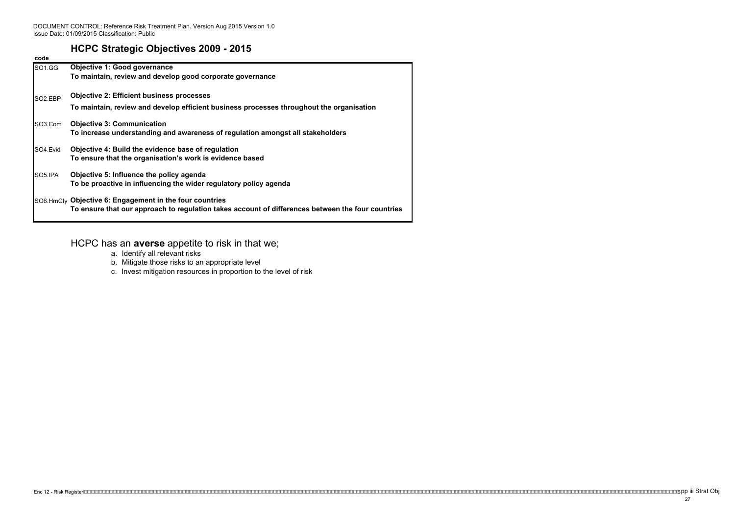DOCUMENT CONTROL: Reference Risk Treatment Plan. Version Aug 2015 Version 1.0
Issue Date: 01/09/2015 Classification: Public

# HCPC Strategic Objectives 2009 - 2015

| code | |
|---|---|
| SO1.GG | **Objective 1: Good governance**<br>**To maintain, review and develop good corporate governance** |
| SO2.EBP | **Objective 2: Efficient business processes**<br>**To maintain, review and develop efficient business processes throughout the organisation** |
| SO3.Com | **Objective 3: Communication**<br>**To increase understanding and awareness of regulation amongst all stakeholders** |
| SO4.Evid | **Objective 4: Build the evidence base of regulation**<br>**To ensure that the organisation's work is evidence based** |
| SO5.IPA | **Objective 5: Influence the policy agenda**<br>**To be proactive in influencing the wider regulatory policy agenda** |
| SO6.HmCty | **Objective 6: Engagement in the four countries**<br>**To ensure that our approach to regulation takes account of differences between the four countries** |

HCPC has an **averse** appetite to risk in that we;

a. Identify all relevant risks
b. Mitigate those risks to an appropriate level
c. Invest mitigation resources in proportion to the level of risk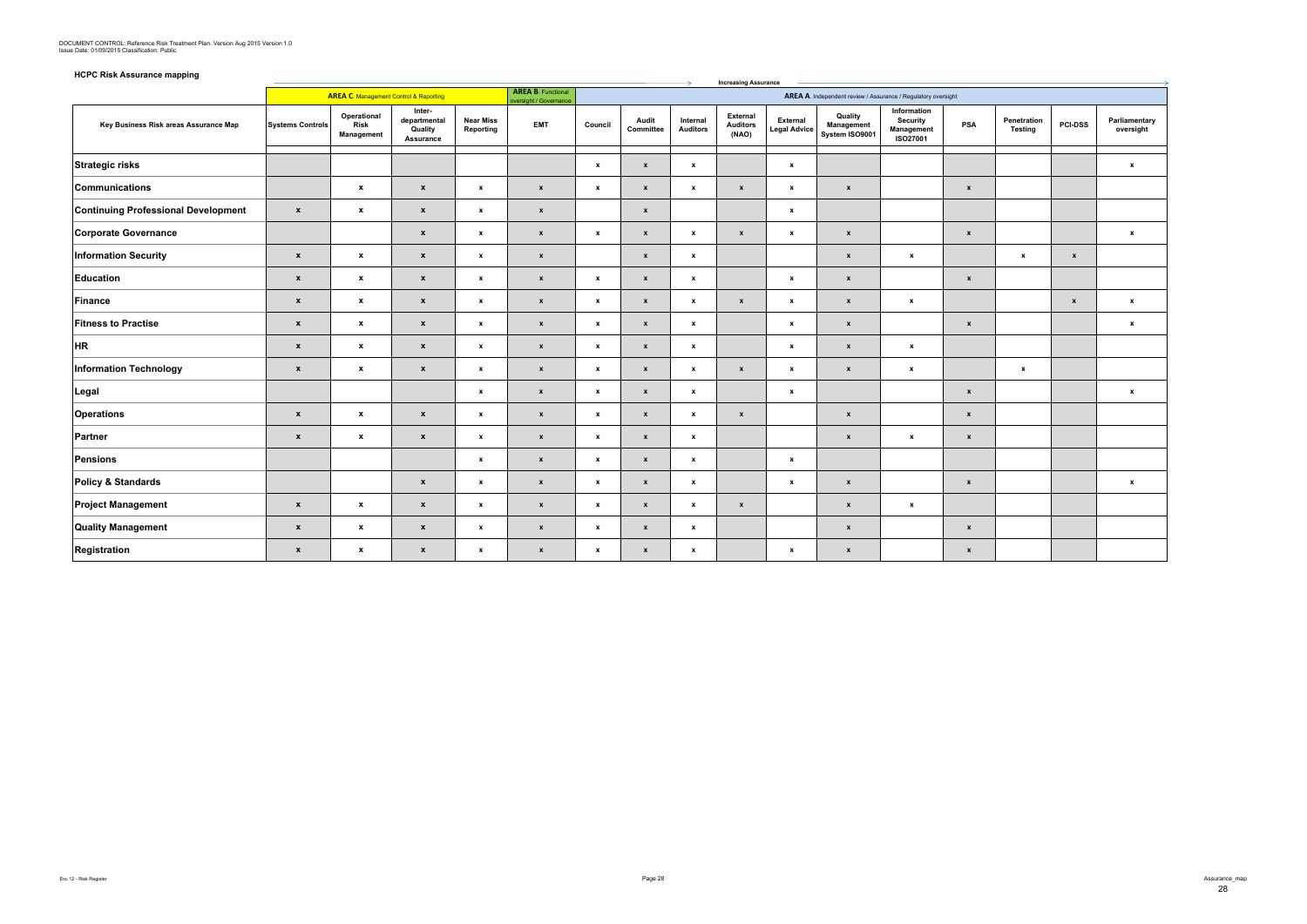**HCPC Risk Assurance mapping**

Increasing Assurance →

| | AREA C. Management Control & Reporting | | | | AREA B. Functional oversight / Governance | AREA A. Independent review / Assurance / Regulatory oversight | | | | | | | | | | |
|---|---|---|---|---|---|---|---|---|---|---|---|---|---|---|---|---|
| **Key Business Risk areas Assurance Map** | **Systems Controls** | **Operational Risk Management** | **Inter-departmental Quality Assurance** | **Near Miss Reporting** | **EMT** | **Council** | **Audit Committee** | **Internal Auditors** | **External Auditors (NAO)** | **External Legal Advice** | **Quality Management System ISO9001** | **Information Security Management ISO27001** | **PSA** | **Penetration Testing** | **PCI-DSS** | **Parliamentary oversight** |
| **Strategic risks** | | | | | | x | x | x | | x | | | | | | x |
| **Communications** | | x | x | x | x | x | x | x | x | x | x | | x | | | |
| **Continuing Professional Development** | x | x | x | x | x | | x | | | x | | | | | | |
| **Corporate Governance** | | | x | x | x | x | x | x | x | x | x | | x | | | x |
| **Information Security** | x | x | x | x | x | | x | x | | | x | x | | x | x | |
| **Education** | x | x | x | x | x | x | x | x | | x | x | | x | | | |
| **Finance** | x | x | x | x | x | x | x | x | x | x | x | x | | | x | x |
| **Fitness to Practise** | x | x | x | x | x | x | x | x | | x | x | | x | | | x |
| **HR** | x | x | x | x | x | x | x | x | | x | x | x | | | | |
| **Information Technology** | x | x | x | x | x | x | x | x | x | x | x | x | | x | | |
| **Legal** | | | | x | x | x | x | x | | x | | | x | | | x |
| **Operations** | x | x | x | x | x | x | x | x | x | | x | | x | | | |
| **Partner** | x | x | x | x | x | x | x | x | | | x | x | x | | | |
| **Pensions** | | | | x | x | x | x | x | | x | | | | | | |
| **Policy & Standards** | | | x | x | x | x | x | x | | x | x | | x | | | x |
| **Project Management** | x | x | x | x | x | x | x | x | x | | x | x | | | | |
| **Quality Management** | x | x | x | x | x | x | x | x | | | x | | x | | | |
| **Registration** | x | x | x | x | x | x | x | x | | x | x | | x | | | |